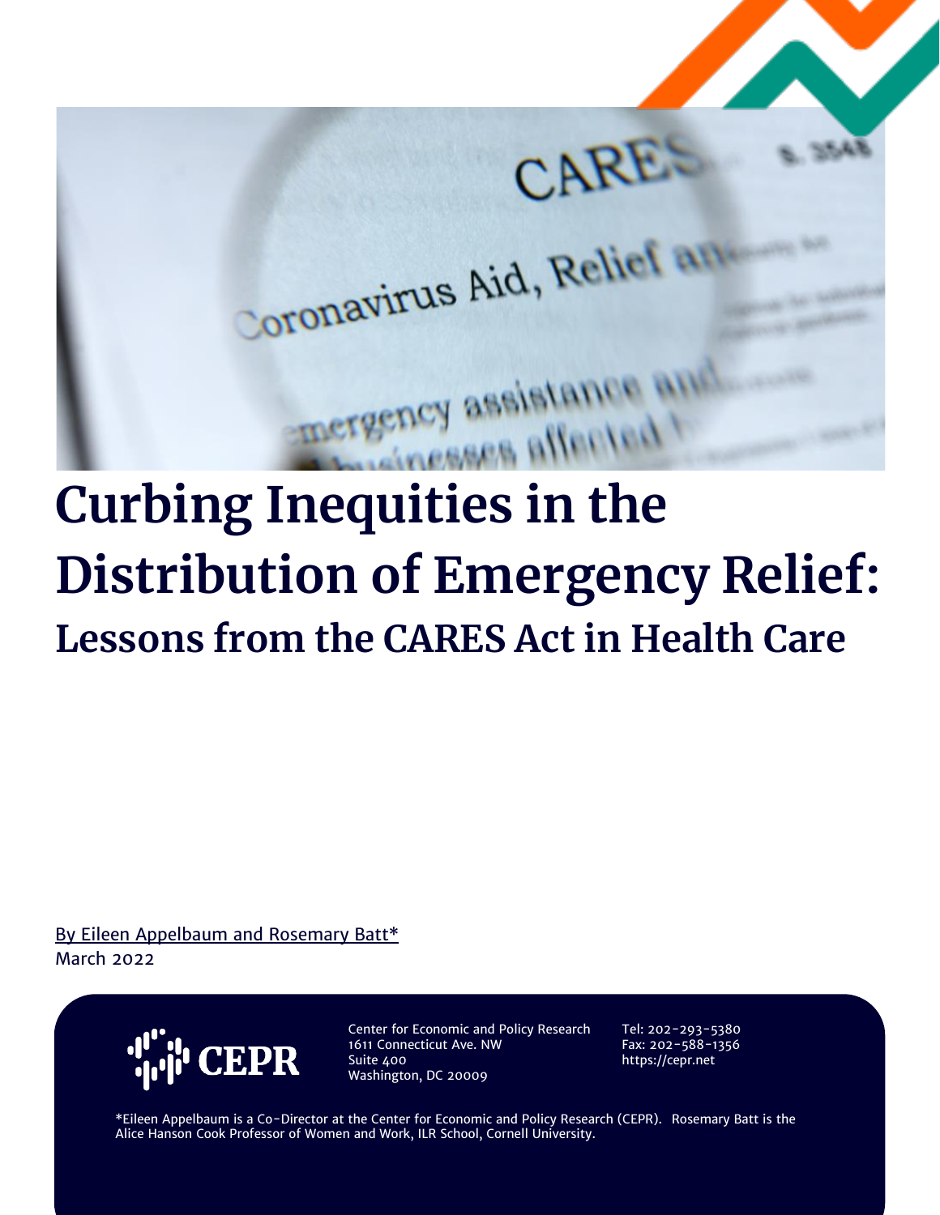# Curbing Inequities in the Distribution of Emergency Relief:

## Lessons from the CARES Act in Health Care

By Eileen Appelbaum and Rosemary Batt*

March 2022

CEPR

Center for Economic and Policy Research
1611 Connecticut Ave. NW
Suite 400
Washington, DC 20009

Tel: 202-293-5380
Fax: 202-588-1356
https://cepr.net

*Eileen Appelbaum is a Co-Director at the Center for Economic and Policy Research (CEPR). Rosemary Batt is the Alice Hanson Cook Professor of Women and Work, ILR School, Cornell University.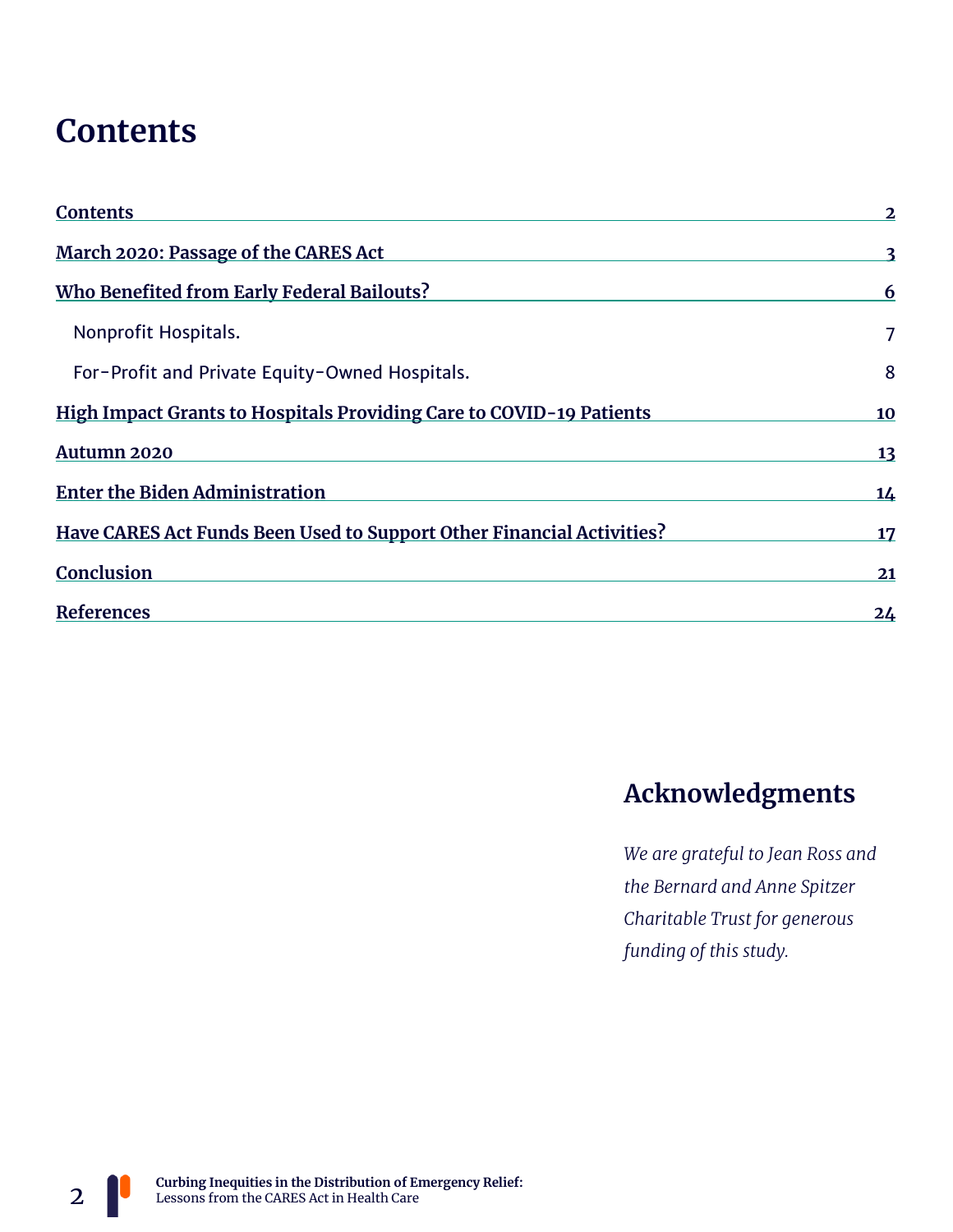# Contents

| | |
|---|---|
| **Contents** | **2** |
| **March 2020: Passage of the CARES Act** | **3** |
| **Who Benefited from Early Federal Bailouts?** | **6** |
| Nonprofit Hospitals. | 7 |
| For-Profit and Private Equity-Owned Hospitals. | 8 |
| **High Impact Grants to Hospitals Providing Care to COVID-19 Patients** | **10** |
| **Autumn 2020** | **13** |
| **Enter the Biden Administration** | **14** |
| **Have CARES Act Funds Been Used to Support Other Financial Activities?** | **17** |
| **Conclusion** | **21** |
| **References** | **24** |

## Acknowledgments

*We are grateful to Jean Ross and the Bernard and Anne Spitzer Charitable Trust for generous funding of this study.*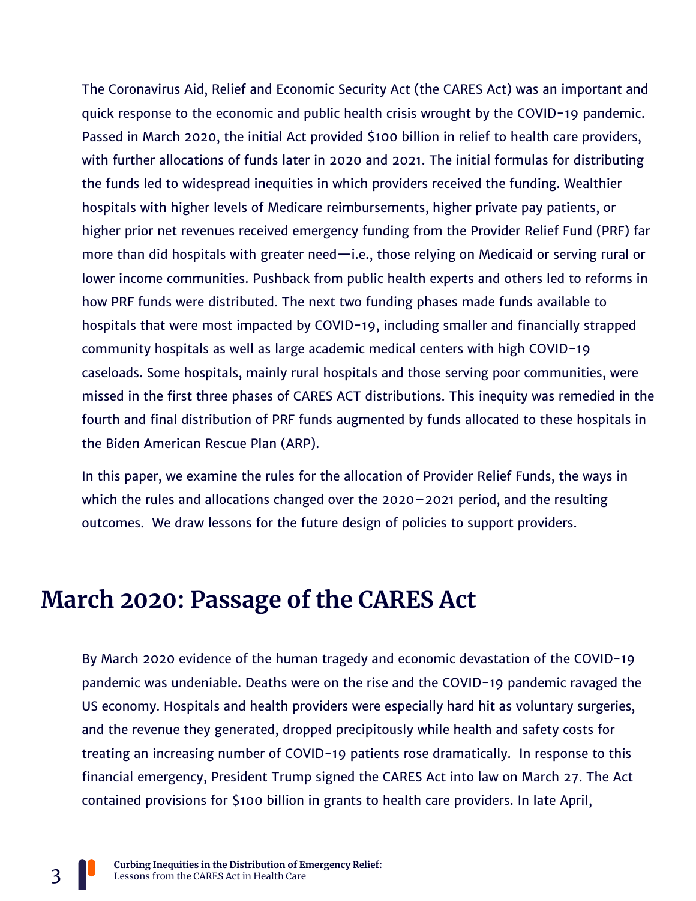The Coronavirus Aid, Relief and Economic Security Act (the CARES Act) was an important and quick response to the economic and public health crisis wrought by the COVID-19 pandemic. Passed in March 2020, the initial Act provided $100 billion in relief to health care providers, with further allocations of funds later in 2020 and 2021. The initial formulas for distributing the funds led to widespread inequities in which providers received the funding. Wealthier hospitals with higher levels of Medicare reimbursements, higher private pay patients, or higher prior net revenues received emergency funding from the Provider Relief Fund (PRF) far more than did hospitals with greater need—i.e., those relying on Medicaid or serving rural or lower income communities. Pushback from public health experts and others led to reforms in how PRF funds were distributed. The next two funding phases made funds available to hospitals that were most impacted by COVID-19, including smaller and financially strapped community hospitals as well as large academic medical centers with high COVID-19 caseloads. Some hospitals, mainly rural hospitals and those serving poor communities, were missed in the first three phases of CARES ACT distributions. This inequity was remedied in the fourth and final distribution of PRF funds augmented by funds allocated to these hospitals in the Biden American Rescue Plan (ARP).

In this paper, we examine the rules for the allocation of Provider Relief Funds, the ways in which the rules and allocations changed over the 2020–2021 period, and the resulting outcomes. We draw lessons for the future design of policies to support providers.

## March 2020: Passage of the CARES Act

By March 2020 evidence of the human tragedy and economic devastation of the COVID-19 pandemic was undeniable. Deaths were on the rise and the COVID-19 pandemic ravaged the US economy. Hospitals and health providers were especially hard hit as voluntary surgeries, and the revenue they generated, dropped precipitously while health and safety costs for treating an increasing number of COVID-19 patients rose dramatically. In response to this financial emergency, President Trump signed the CARES Act into law on March 27. The Act contained provisions for $100 billion in grants to health care providers. In late April,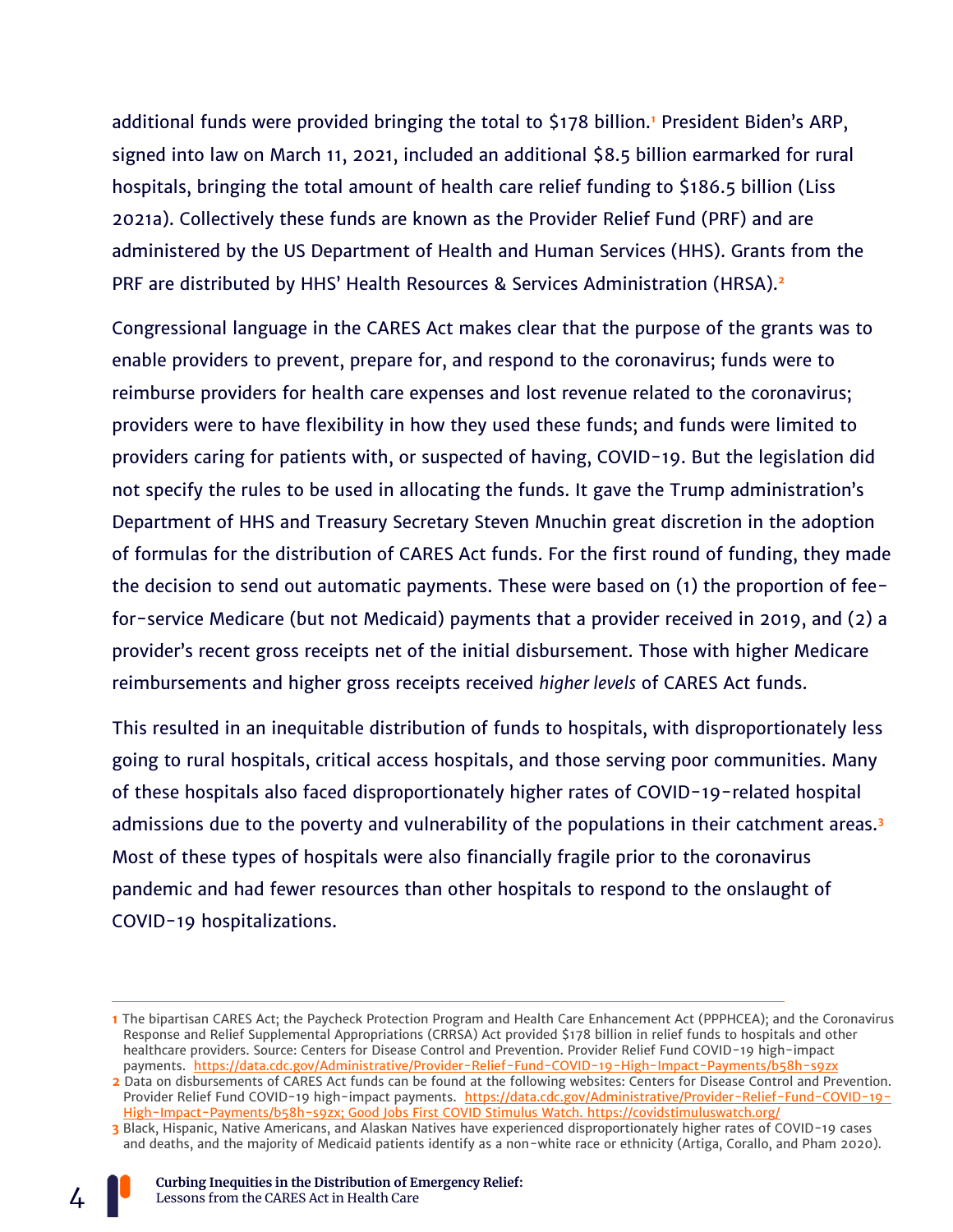additional funds were provided bringing the total to $178 billion.[1] President Biden's ARP, signed into law on March 11, 2021, included an additional $8.5 billion earmarked for rural hospitals, bringing the total amount of health care relief funding to $186.5 billion (Liss 2021a). Collectively these funds are known as the Provider Relief Fund (PRF) and are administered by the US Department of Health and Human Services (HHS). Grants from the PRF are distributed by HHS' Health Resources & Services Administration (HRSA).[2]

Congressional language in the CARES Act makes clear that the purpose of the grants was to enable providers to prevent, prepare for, and respond to the coronavirus; funds were to reimburse providers for health care expenses and lost revenue related to the coronavirus; providers were to have flexibility in how they used these funds; and funds were limited to providers caring for patients with, or suspected of having, COVID-19. But the legislation did not specify the rules to be used in allocating the funds. It gave the Trump administration's Department of HHS and Treasury Secretary Steven Mnuchin great discretion in the adoption of formulas for the distribution of CARES Act funds. For the first round of funding, they made the decision to send out automatic payments. These were based on (1) the proportion of fee-for-service Medicare (but not Medicaid) payments that a provider received in 2019, and (2) a provider's recent gross receipts net of the initial disbursement. Those with higher Medicare reimbursements and higher gross receipts received *higher levels* of CARES Act funds.

This resulted in an inequitable distribution of funds to hospitals, with disproportionately less going to rural hospitals, critical access hospitals, and those serving poor communities. Many of these hospitals also faced disproportionately higher rates of COVID-19-related hospital admissions due to the poverty and vulnerability of the populations in their catchment areas.[3] Most of these types of hospitals were also financially fragile prior to the coronavirus pandemic and had fewer resources than other hospitals to respond to the onslaught of COVID-19 hospitalizations.

---

[1] The bipartisan CARES Act; the Paycheck Protection Program and Health Care Enhancement Act (PPPHCEA); and the Coronavirus Response and Relief Supplemental Appropriations (CRRSA) Act provided $178 billion in relief funds to hospitals and other healthcare providers. Source: Centers for Disease Control and Prevention. Provider Relief Fund COVID-19 high-impact payments. https://data.cdc.gov/Administrative/Provider-Relief-Fund-COVID-19-High-Impact-Payments/b58h-s9zx

[2] Data on disbursements of CARES Act funds can be found at the following websites: Centers for Disease Control and Prevention. Provider Relief Fund COVID-19 high-impact payments. https://data.cdc.gov/Administrative/Provider-Relief-Fund-COVID-19-High-Impact-Payments/b58h-s9zx; Good Jobs First COVID Stimulus Watch. https://covidstimuluswatch.org/

[3] Black, Hispanic, Native Americans, and Alaskan Natives have experienced disproportionately higher rates of COVID-19 cases and deaths, and the majority of Medicaid patients identify as a non-white race or ethnicity (Artiga, Corallo, and Pham 2020).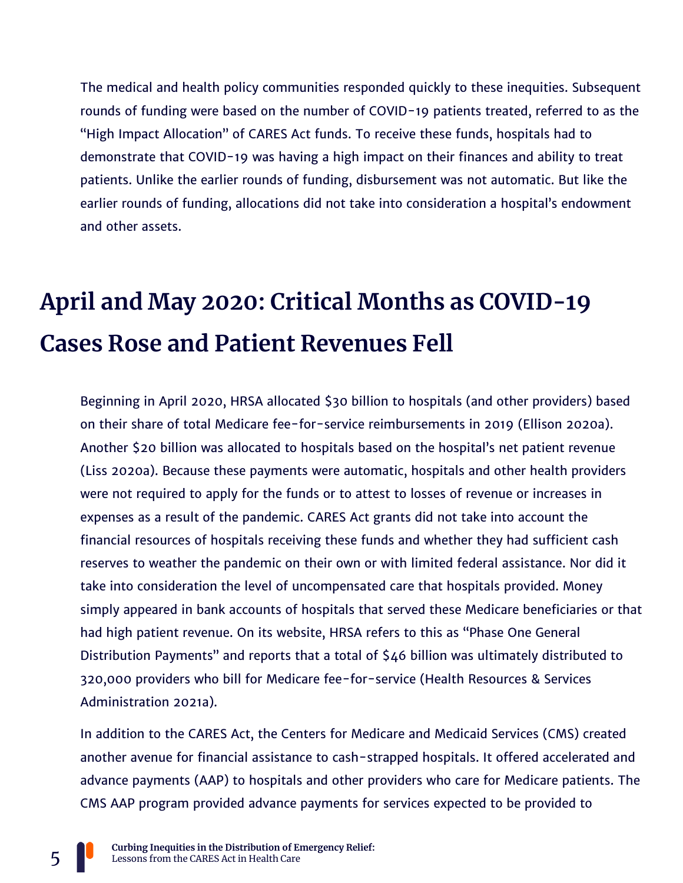The medical and health policy communities responded quickly to these inequities. Subsequent rounds of funding were based on the number of COVID-19 patients treated, referred to as the "High Impact Allocation" of CARES Act funds. To receive these funds, hospitals had to demonstrate that COVID-19 was having a high impact on their finances and ability to treat patients. Unlike the earlier rounds of funding, disbursement was not automatic. But like the earlier rounds of funding, allocations did not take into consideration a hospital's endowment and other assets.

## April and May 2020: Critical Months as COVID-19 Cases Rose and Patient Revenues Fell

Beginning in April 2020, HRSA allocated $30 billion to hospitals (and other providers) based on their share of total Medicare fee-for-service reimbursements in 2019 (Ellison 2020a). Another $20 billion was allocated to hospitals based on the hospital's net patient revenue (Liss 2020a). Because these payments were automatic, hospitals and other health providers were not required to apply for the funds or to attest to losses of revenue or increases in expenses as a result of the pandemic. CARES Act grants did not take into account the financial resources of hospitals receiving these funds and whether they had sufficient cash reserves to weather the pandemic on their own or with limited federal assistance. Nor did it take into consideration the level of uncompensated care that hospitals provided. Money simply appeared in bank accounts of hospitals that served these Medicare beneficiaries or that had high patient revenue. On its website, HRSA refers to this as "Phase One General Distribution Payments" and reports that a total of $46 billion was ultimately distributed to 320,000 providers who bill for Medicare fee-for-service (Health Resources & Services Administration 2021a).

In addition to the CARES Act, the Centers for Medicare and Medicaid Services (CMS) created another avenue for financial assistance to cash-strapped hospitals. It offered accelerated and advance payments (AAP) to hospitals and other providers who care for Medicare patients. The CMS AAP program provided advance payments for services expected to be provided to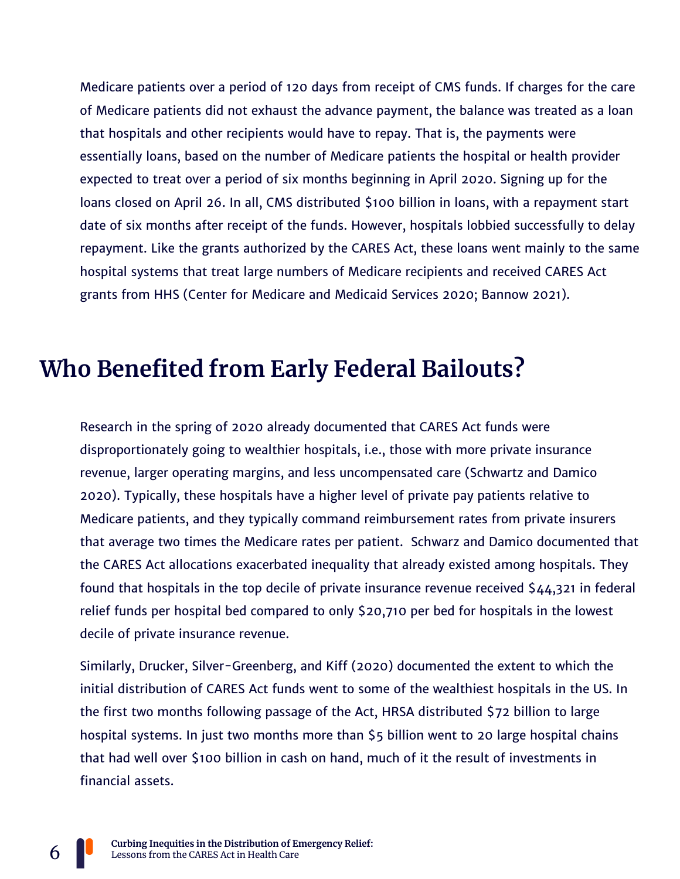Medicare patients over a period of 120 days from receipt of CMS funds. If charges for the care of Medicare patients did not exhaust the advance payment, the balance was treated as a loan that hospitals and other recipients would have to repay. That is, the payments were essentially loans, based on the number of Medicare patients the hospital or health provider expected to treat over a period of six months beginning in April 2020. Signing up for the loans closed on April 26. In all, CMS distributed $100 billion in loans, with a repayment start date of six months after receipt of the funds. However, hospitals lobbied successfully to delay repayment. Like the grants authorized by the CARES Act, these loans went mainly to the same hospital systems that treat large numbers of Medicare recipients and received CARES Act grants from HHS (Center for Medicare and Medicaid Services 2020; Bannow 2021).

## Who Benefited from Early Federal Bailouts?

Research in the spring of 2020 already documented that CARES Act funds were disproportionately going to wealthier hospitals, i.e., those with more private insurance revenue, larger operating margins, and less uncompensated care (Schwartz and Damico 2020). Typically, these hospitals have a higher level of private pay patients relative to Medicare patients, and they typically command reimbursement rates from private insurers that average two times the Medicare rates per patient.  Schwarz and Damico documented that the CARES Act allocations exacerbated inequality that already existed among hospitals. They found that hospitals in the top decile of private insurance revenue received $44,321 in federal relief funds per hospital bed compared to only $20,710 per bed for hospitals in the lowest decile of private insurance revenue.

Similarly, Drucker, Silver-Greenberg, and Kiff (2020) documented the extent to which the initial distribution of CARES Act funds went to some of the wealthiest hospitals in the US. In the first two months following passage of the Act, HRSA distributed $72 billion to large hospital systems. In just two months more than $5 billion went to 20 large hospital chains that had well over $100 billion in cash on hand, much of it the result of investments in financial assets.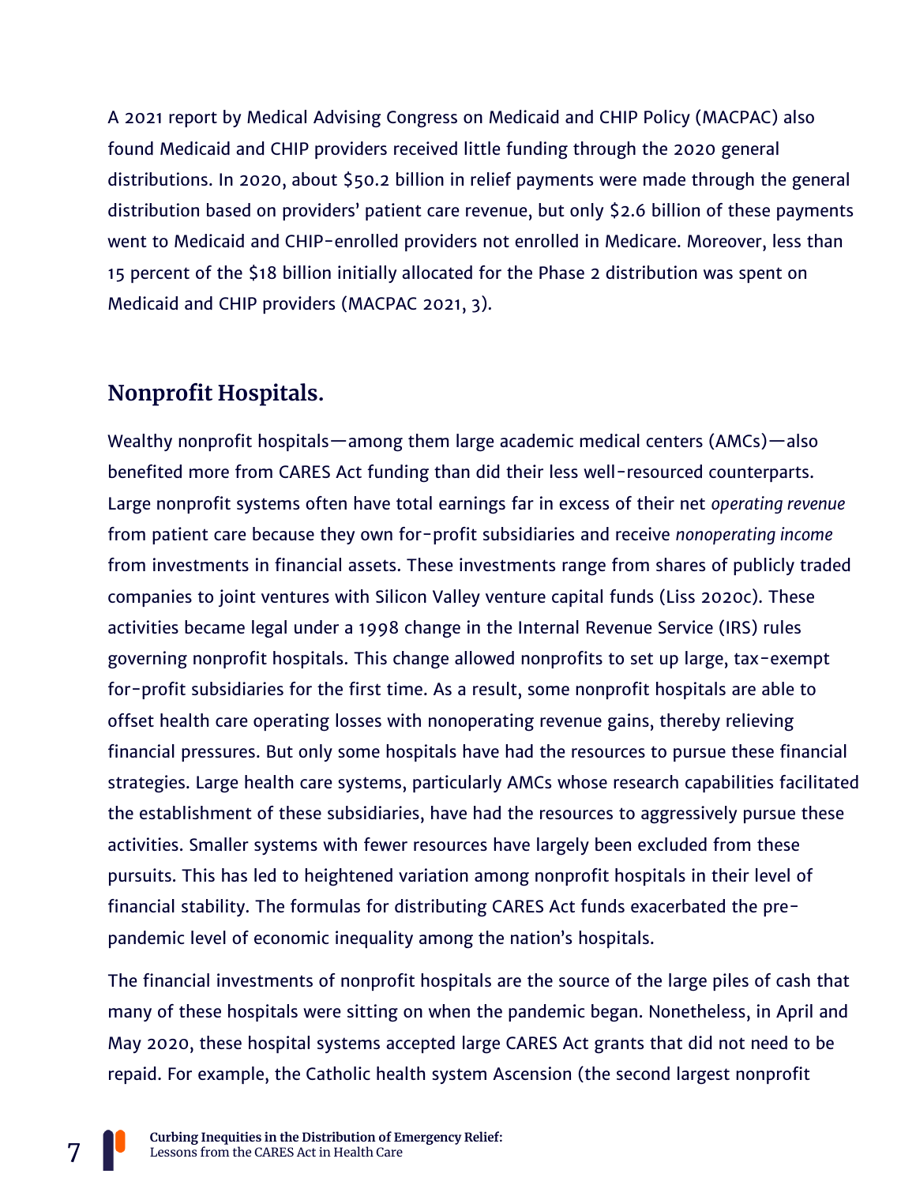A 2021 report by Medical Advising Congress on Medicaid and CHIP Policy (MACPAC) also found Medicaid and CHIP providers received little funding through the 2020 general distributions. In 2020, about $50.2 billion in relief payments were made through the general distribution based on providers' patient care revenue, but only $2.6 billion of these payments went to Medicaid and CHIP-enrolled providers not enrolled in Medicare. Moreover, less than 15 percent of the $18 billion initially allocated for the Phase 2 distribution was spent on Medicaid and CHIP providers (MACPAC 2021, 3).

## Nonprofit Hospitals.

Wealthy nonprofit hospitals—among them large academic medical centers (AMCs)—also benefited more from CARES Act funding than did their less well-resourced counterparts. Large nonprofit systems often have total earnings far in excess of their net *operating revenue* from patient care because they own for-profit subsidiaries and receive *nonoperating income* from investments in financial assets. These investments range from shares of publicly traded companies to joint ventures with Silicon Valley venture capital funds (Liss 2020c). These activities became legal under a 1998 change in the Internal Revenue Service (IRS) rules governing nonprofit hospitals. This change allowed nonprofits to set up large, tax-exempt for-profit subsidiaries for the first time. As a result, some nonprofit hospitals are able to offset health care operating losses with nonoperating revenue gains, thereby relieving financial pressures. But only some hospitals have had the resources to pursue these financial strategies. Large health care systems, particularly AMCs whose research capabilities facilitated the establishment of these subsidiaries, have had the resources to aggressively pursue these activities. Smaller systems with fewer resources have largely been excluded from these pursuits. This has led to heightened variation among nonprofit hospitals in their level of financial stability. The formulas for distributing CARES Act funds exacerbated the pre-pandemic level of economic inequality among the nation's hospitals.

The financial investments of nonprofit hospitals are the source of the large piles of cash that many of these hospitals were sitting on when the pandemic began. Nonetheless, in April and May 2020, these hospital systems accepted large CARES Act grants that did not need to be repaid. For example, the Catholic health system Ascension (the second largest nonprofit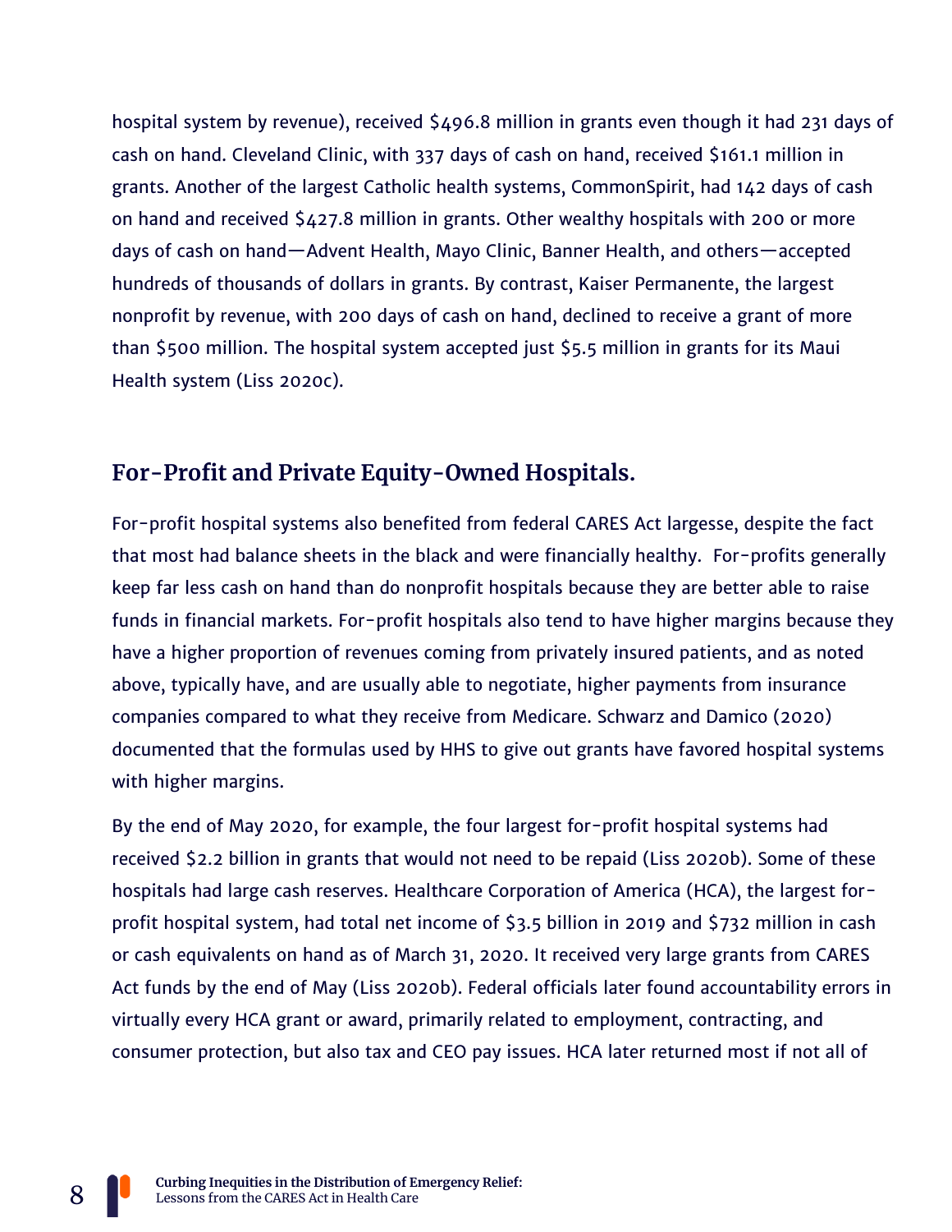hospital system by revenue), received $496.8 million in grants even though it had 231 days of cash on hand. Cleveland Clinic, with 337 days of cash on hand, received $161.1 million in grants. Another of the largest Catholic health systems, CommonSpirit, had 142 days of cash on hand and received $427.8 million in grants. Other wealthy hospitals with 200 or more days of cash on hand—Advent Health, Mayo Clinic, Banner Health, and others—accepted hundreds of thousands of dollars in grants. By contrast, Kaiser Permanente, the largest nonprofit by revenue, with 200 days of cash on hand, declined to receive a grant of more than $500 million. The hospital system accepted just $5.5 million in grants for its Maui Health system (Liss 2020c).

### For-Profit and Private Equity-Owned Hospitals.

For-profit hospital systems also benefited from federal CARES Act largesse, despite the fact that most had balance sheets in the black and were financially healthy. For-profits generally keep far less cash on hand than do nonprofit hospitals because they are better able to raise funds in financial markets. For-profit hospitals also tend to have higher margins because they have a higher proportion of revenues coming from privately insured patients, and as noted above, typically have, and are usually able to negotiate, higher payments from insurance companies compared to what they receive from Medicare. Schwarz and Damico (2020) documented that the formulas used by HHS to give out grants have favored hospital systems with higher margins.

By the end of May 2020, for example, the four largest for-profit hospital systems had received $2.2 billion in grants that would not need to be repaid (Liss 2020b). Some of these hospitals had large cash reserves. Healthcare Corporation of America (HCA), the largest for-profit hospital system, had total net income of $3.5 billion in 2019 and $732 million in cash or cash equivalents on hand as of March 31, 2020. It received very large grants from CARES Act funds by the end of May (Liss 2020b). Federal officials later found accountability errors in virtually every HCA grant or award, primarily related to employment, contracting, and consumer protection, but also tax and CEO pay issues. HCA later returned most if not all of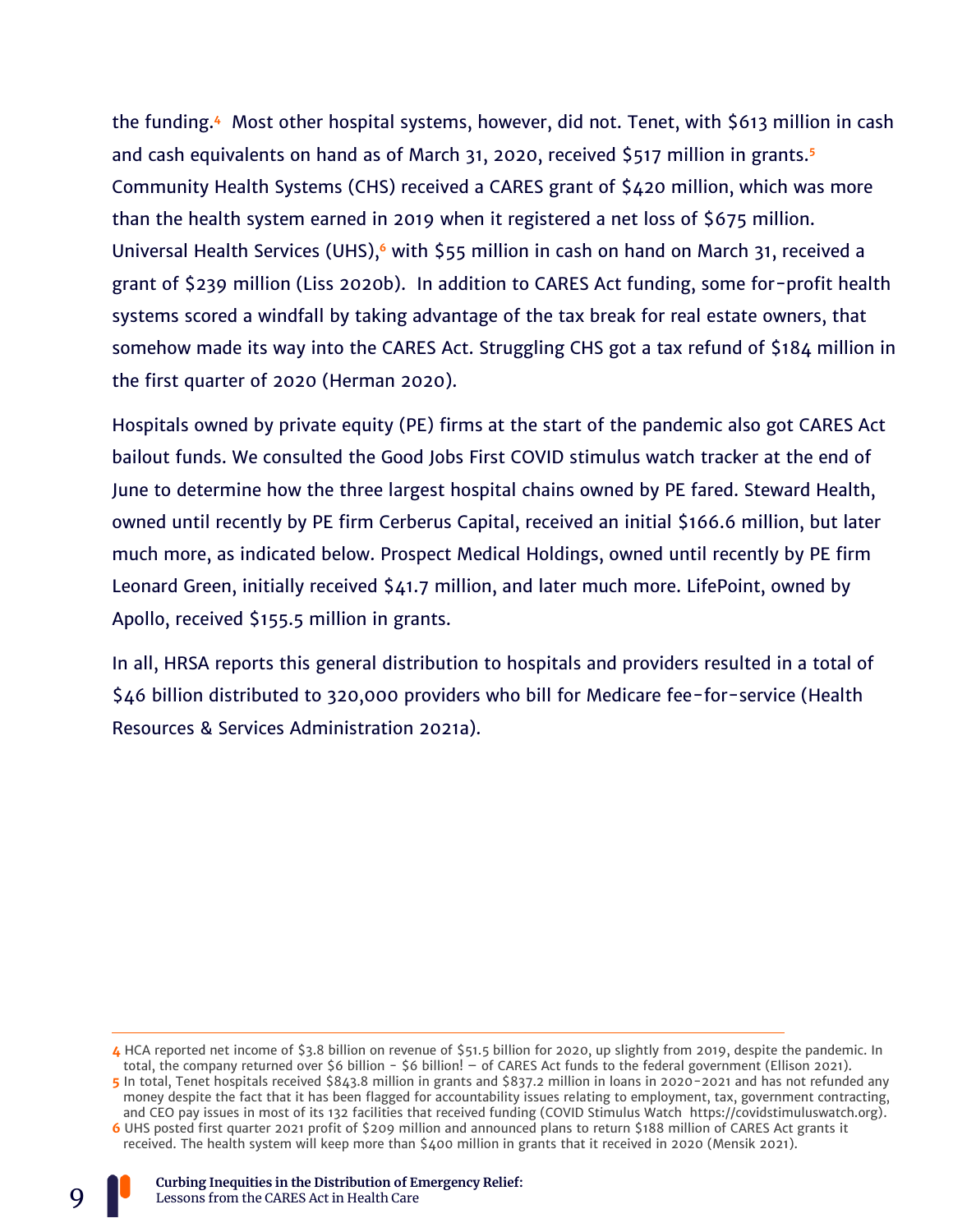the funding.[4] Most other hospital systems, however, did not. Tenet, with $613 million in cash and cash equivalents on hand as of March 31, 2020, received $517 million in grants.[5] Community Health Systems (CHS) received a CARES grant of $420 million, which was more than the health system earned in 2019 when it registered a net loss of $675 million. Universal Health Services (UHS),[6] with $55 million in cash on hand on March 31, received a grant of $239 million (Liss 2020b). In addition to CARES Act funding, some for-profit health systems scored a windfall by taking advantage of the tax break for real estate owners, that somehow made its way into the CARES Act. Struggling CHS got a tax refund of $184 million in the first quarter of 2020 (Herman 2020).

Hospitals owned by private equity (PE) firms at the start of the pandemic also got CARES Act bailout funds. We consulted the Good Jobs First COVID stimulus watch tracker at the end of June to determine how the three largest hospital chains owned by PE fared. Steward Health, owned until recently by PE firm Cerberus Capital, received an initial $166.6 million, but later much more, as indicated below. Prospect Medical Holdings, owned until recently by PE firm Leonard Green, initially received $41.7 million, and later much more. LifePoint, owned by Apollo, received $155.5 million in grants.

In all, HRSA reports this general distribution to hospitals and providers resulted in a total of $46 billion distributed to 320,000 providers who bill for Medicare fee-for-service (Health Resources & Services Administration 2021a).

---

[4] HCA reported net income of $3.8 billion on revenue of $51.5 billion for 2020, up slightly from 2019, despite the pandemic. In total, the company returned over $6 billion - $6 billion! – of CARES Act funds to the federal government (Ellison 2021).

[5] In total, Tenet hospitals received $843.8 million in grants and $837.2 million in loans in 2020-2021 and has not refunded any money despite the fact that it has been flagged for accountability issues relating to employment, tax, government contracting, and CEO pay issues in most of its 132 facilities that received funding (COVID Stimulus Watch https://covidstimuluswatch.org).

[6] UHS posted first quarter 2021 profit of $209 million and announced plans to return $188 million of CARES Act grants it received. The health system will keep more than $400 million in grants that it received in 2020 (Mensik 2021).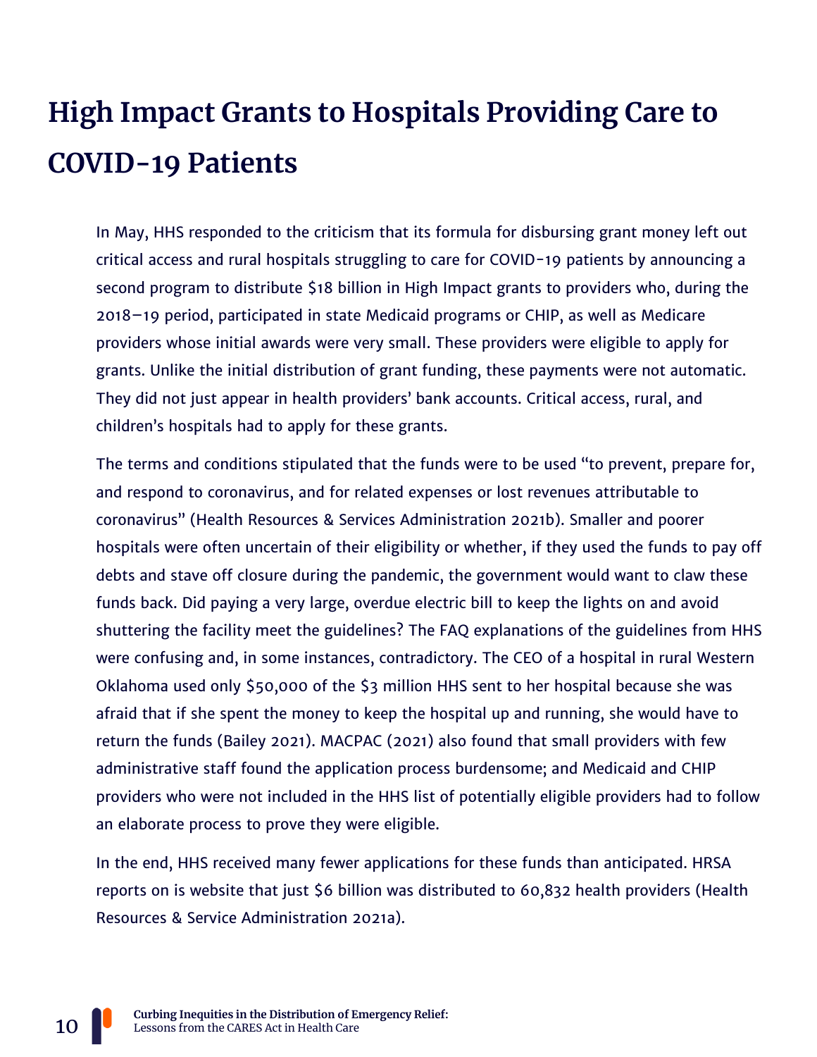# High Impact Grants to Hospitals Providing Care to COVID-19 Patients

In May, HHS responded to the criticism that its formula for disbursing grant money left out critical access and rural hospitals struggling to care for COVID-19 patients by announcing a second program to distribute $18 billion in High Impact grants to providers who, during the 2018–19 period, participated in state Medicaid programs or CHIP, as well as Medicare providers whose initial awards were very small. These providers were eligible to apply for grants. Unlike the initial distribution of grant funding, these payments were not automatic. They did not just appear in health providers' bank accounts. Critical access, rural, and children's hospitals had to apply for these grants.

The terms and conditions stipulated that the funds were to be used "to prevent, prepare for, and respond to coronavirus, and for related expenses or lost revenues attributable to coronavirus" (Health Resources & Services Administration 2021b). Smaller and poorer hospitals were often uncertain of their eligibility or whether, if they used the funds to pay off debts and stave off closure during the pandemic, the government would want to claw these funds back. Did paying a very large, overdue electric bill to keep the lights on and avoid shuttering the facility meet the guidelines? The FAQ explanations of the guidelines from HHS were confusing and, in some instances, contradictory. The CEO of a hospital in rural Western Oklahoma used only $50,000 of the $3 million HHS sent to her hospital because she was afraid that if she spent the money to keep the hospital up and running, she would have to return the funds (Bailey 2021). MACPAC (2021) also found that small providers with few administrative staff found the application process burdensome; and Medicaid and CHIP providers who were not included in the HHS list of potentially eligible providers had to follow an elaborate process to prove they were eligible.

In the end, HHS received many fewer applications for these funds than anticipated. HRSA reports on is website that just $6 billion was distributed to 60,832 health providers (Health Resources & Service Administration 2021a).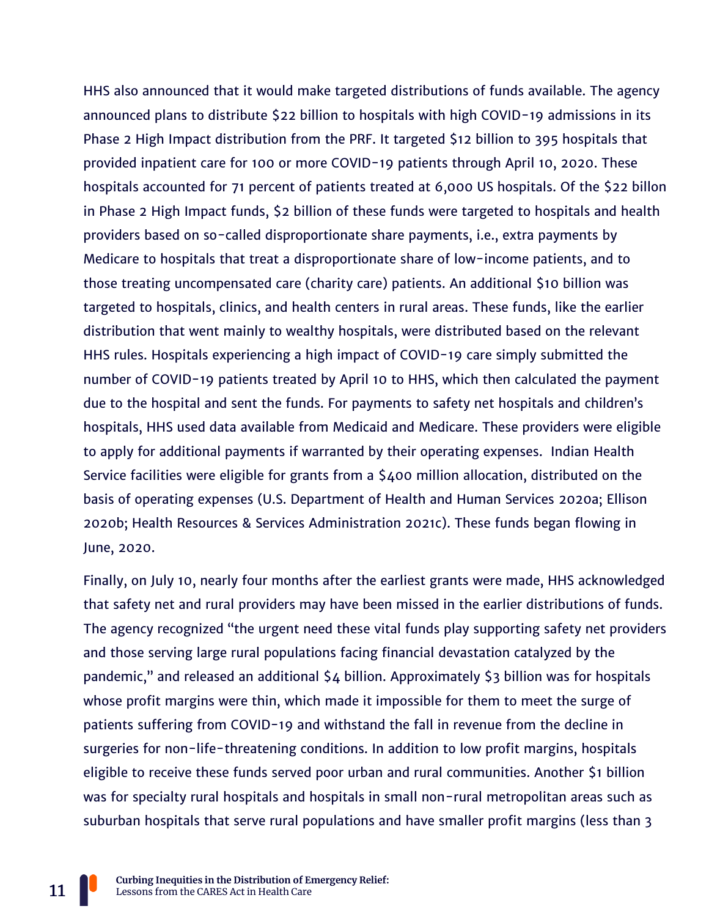HHS also announced that it would make targeted distributions of funds available. The agency announced plans to distribute $22 billion to hospitals with high COVID-19 admissions in its Phase 2 High Impact distribution from the PRF. It targeted $12 billion to 395 hospitals that provided inpatient care for 100 or more COVID-19 patients through April 10, 2020. These hospitals accounted for 71 percent of patients treated at 6,000 US hospitals. Of the $22 billon in Phase 2 High Impact funds, $2 billion of these funds were targeted to hospitals and health providers based on so-called disproportionate share payments, i.e., extra payments by Medicare to hospitals that treat a disproportionate share of low-income patients, and to those treating uncompensated care (charity care) patients. An additional $10 billion was targeted to hospitals, clinics, and health centers in rural areas. These funds, like the earlier distribution that went mainly to wealthy hospitals, were distributed based on the relevant HHS rules. Hospitals experiencing a high impact of COVID-19 care simply submitted the number of COVID-19 patients treated by April 10 to HHS, which then calculated the payment due to the hospital and sent the funds. For payments to safety net hospitals and children's hospitals, HHS used data available from Medicaid and Medicare. These providers were eligible to apply for additional payments if warranted by their operating expenses. Indian Health Service facilities were eligible for grants from a $400 million allocation, distributed on the basis of operating expenses (U.S. Department of Health and Human Services 2020a; Ellison 2020b; Health Resources & Services Administration 2021c). These funds began flowing in June, 2020.

Finally, on July 10, nearly four months after the earliest grants were made, HHS acknowledged that safety net and rural providers may have been missed in the earlier distributions of funds. The agency recognized "the urgent need these vital funds play supporting safety net providers and those serving large rural populations facing financial devastation catalyzed by the pandemic," and released an additional $4 billion. Approximately $3 billion was for hospitals whose profit margins were thin, which made it impossible for them to meet the surge of patients suffering from COVID-19 and withstand the fall in revenue from the decline in surgeries for non-life-threatening conditions. In addition to low profit margins, hospitals eligible to receive these funds served poor urban and rural communities. Another $1 billion was for specialty rural hospitals and hospitals in small non-rural metropolitan areas such as suburban hospitals that serve rural populations and have smaller profit margins (less than 3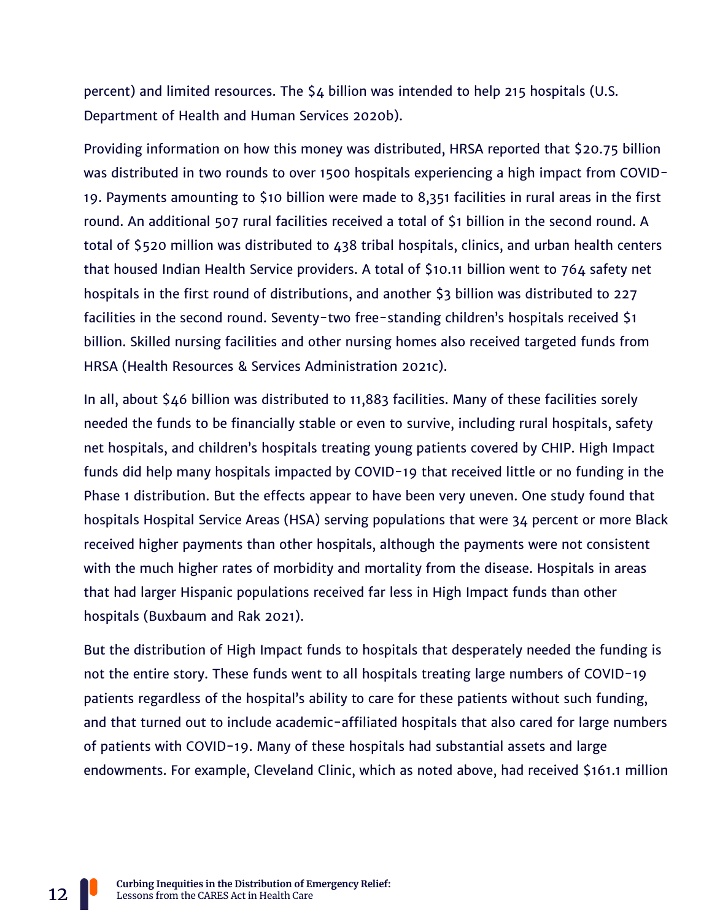percent) and limited resources. The $4 billion was intended to help 215 hospitals (U.S. Department of Health and Human Services 2020b).

Providing information on how this money was distributed, HRSA reported that $20.75 billion was distributed in two rounds to over 1500 hospitals experiencing a high impact from COVID-19. Payments amounting to $10 billion were made to 8,351 facilities in rural areas in the first round. An additional 507 rural facilities received a total of $1 billion in the second round. A total of $520 million was distributed to 438 tribal hospitals, clinics, and urban health centers that housed Indian Health Service providers. A total of $10.11 billion went to 764 safety net hospitals in the first round of distributions, and another $3 billion was distributed to 227 facilities in the second round. Seventy-two free-standing children's hospitals received $1 billion. Skilled nursing facilities and other nursing homes also received targeted funds from HRSA (Health Resources & Services Administration 2021c).

In all, about $46 billion was distributed to 11,883 facilities. Many of these facilities sorely needed the funds to be financially stable or even to survive, including rural hospitals, safety net hospitals, and children's hospitals treating young patients covered by CHIP. High Impact funds did help many hospitals impacted by COVID-19 that received little or no funding in the Phase 1 distribution. But the effects appear to have been very uneven. One study found that hospitals Hospital Service Areas (HSA) serving populations that were 34 percent or more Black received higher payments than other hospitals, although the payments were not consistent with the much higher rates of morbidity and mortality from the disease. Hospitals in areas that had larger Hispanic populations received far less in High Impact funds than other hospitals (Buxbaum and Rak 2021).

But the distribution of High Impact funds to hospitals that desperately needed the funding is not the entire story. These funds went to all hospitals treating large numbers of COVID-19 patients regardless of the hospital's ability to care for these patients without such funding, and that turned out to include academic-affiliated hospitals that also cared for large numbers of patients with COVID-19. Many of these hospitals had substantial assets and large endowments. For example, Cleveland Clinic, which as noted above, had received $161.1 million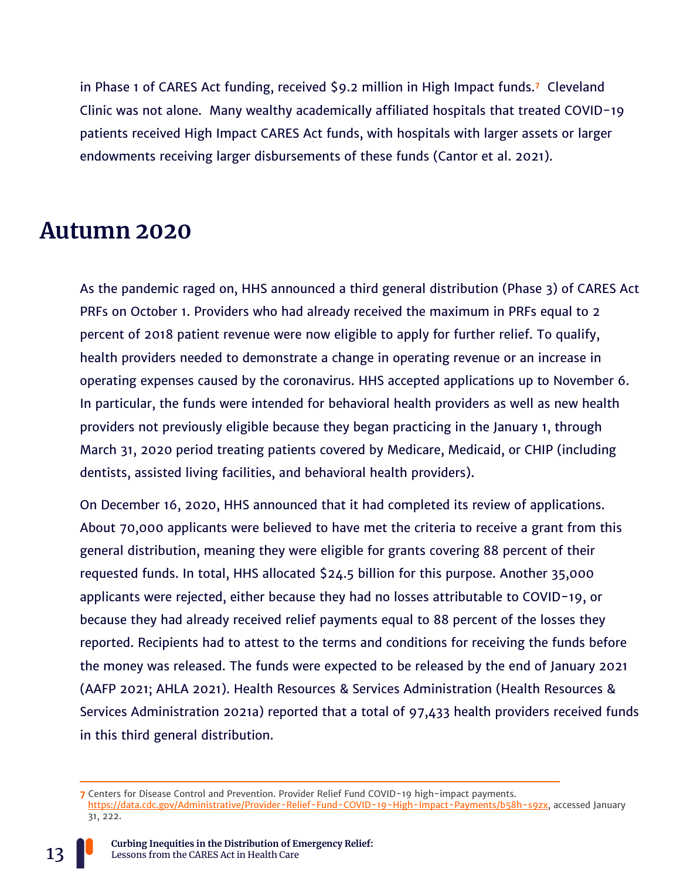in Phase 1 of CARES Act funding, received $9.2 million in High Impact funds.[7] Cleveland Clinic was not alone. Many wealthy academically affiliated hospitals that treated COVID-19 patients received High Impact CARES Act funds, with hospitals with larger assets or larger endowments receiving larger disbursements of these funds (Cantor et al. 2021).

## Autumn 2020

As the pandemic raged on, HHS announced a third general distribution (Phase 3) of CARES Act PRFs on October 1. Providers who had already received the maximum in PRFs equal to 2 percent of 2018 patient revenue were now eligible to apply for further relief. To qualify, health providers needed to demonstrate a change in operating revenue or an increase in operating expenses caused by the coronavirus. HHS accepted applications up to November 6. In particular, the funds were intended for behavioral health providers as well as new health providers not previously eligible because they began practicing in the January 1, through March 31, 2020 period treating patients covered by Medicare, Medicaid, or CHIP (including dentists, assisted living facilities, and behavioral health providers).

On December 16, 2020, HHS announced that it had completed its review of applications. About 70,000 applicants were believed to have met the criteria to receive a grant from this general distribution, meaning they were eligible for grants covering 88 percent of their requested funds. In total, HHS allocated $24.5 billion for this purpose. Another 35,000 applicants were rejected, either because they had no losses attributable to COVID-19, or because they had already received relief payments equal to 88 percent of the losses they reported. Recipients had to attest to the terms and conditions for receiving the funds before the money was released. The funds were expected to be released by the end of January 2021 (AAFP 2021; AHLA 2021). Health Resources & Services Administration (Health Resources & Services Administration 2021a) reported that a total of 97,433 health providers received funds in this third general distribution.

[7] Centers for Disease Control and Prevention. Provider Relief Fund COVID-19 high-impact payments. https://data.cdc.gov/Administrative/Provider-Relief-Fund-COVID-19-High-Impact-Payments/b58h-s9zx, accessed January 31, 222.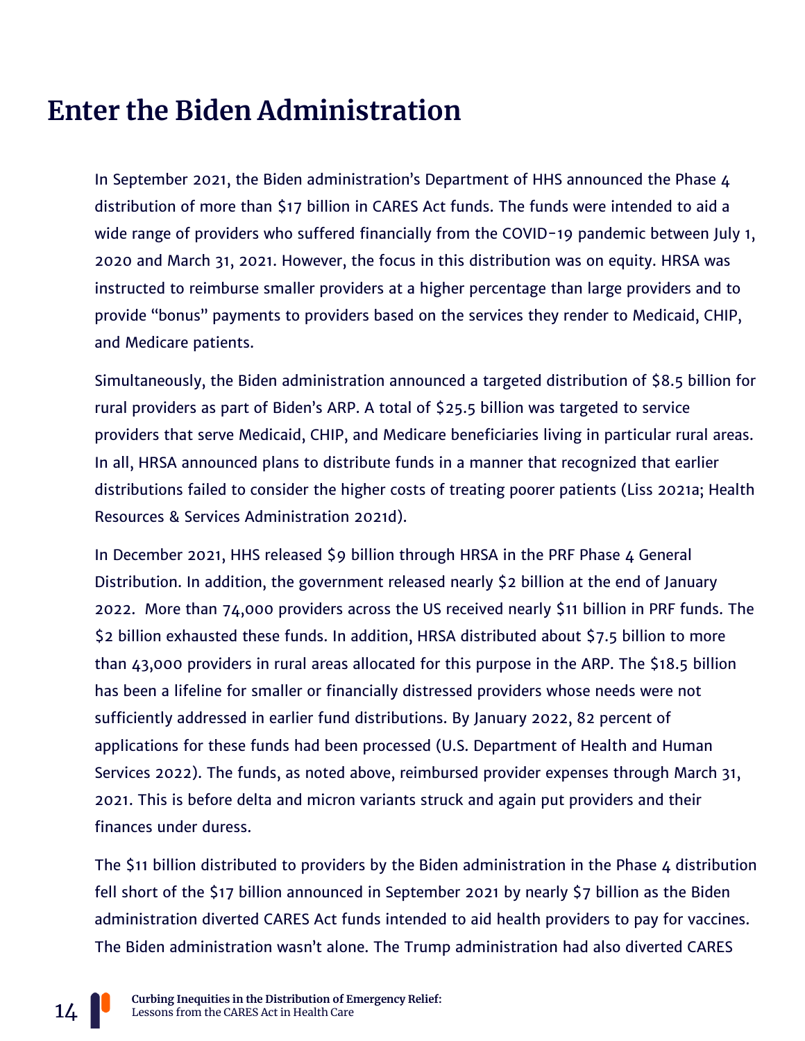# Enter the Biden Administration

In September 2021, the Biden administration's Department of HHS announced the Phase 4 distribution of more than $17 billion in CARES Act funds. The funds were intended to aid a wide range of providers who suffered financially from the COVID-19 pandemic between July 1, 2020 and March 31, 2021. However, the focus in this distribution was on equity. HRSA was instructed to reimburse smaller providers at a higher percentage than large providers and to provide "bonus" payments to providers based on the services they render to Medicaid, CHIP, and Medicare patients.

Simultaneously, the Biden administration announced a targeted distribution of $8.5 billion for rural providers as part of Biden's ARP. A total of $25.5 billion was targeted to service providers that serve Medicaid, CHIP, and Medicare beneficiaries living in particular rural areas. In all, HRSA announced plans to distribute funds in a manner that recognized that earlier distributions failed to consider the higher costs of treating poorer patients (Liss 2021a; Health Resources & Services Administration 2021d).

In December 2021, HHS released $9 billion through HRSA in the PRF Phase 4 General Distribution. In addition, the government released nearly $2 billion at the end of January 2022. More than 74,000 providers across the US received nearly $11 billion in PRF funds. The $2 billion exhausted these funds. In addition, HRSA distributed about $7.5 billion to more than 43,000 providers in rural areas allocated for this purpose in the ARP. The $18.5 billion has been a lifeline for smaller or financially distressed providers whose needs were not sufficiently addressed in earlier fund distributions. By January 2022, 82 percent of applications for these funds had been processed (U.S. Department of Health and Human Services 2022). The funds, as noted above, reimbursed provider expenses through March 31, 2021. This is before delta and micron variants struck and again put providers and their finances under duress.

The $11 billion distributed to providers by the Biden administration in the Phase 4 distribution fell short of the $17 billion announced in September 2021 by nearly $7 billion as the Biden administration diverted CARES Act funds intended to aid health providers to pay for vaccines. The Biden administration wasn't alone. The Trump administration had also diverted CARES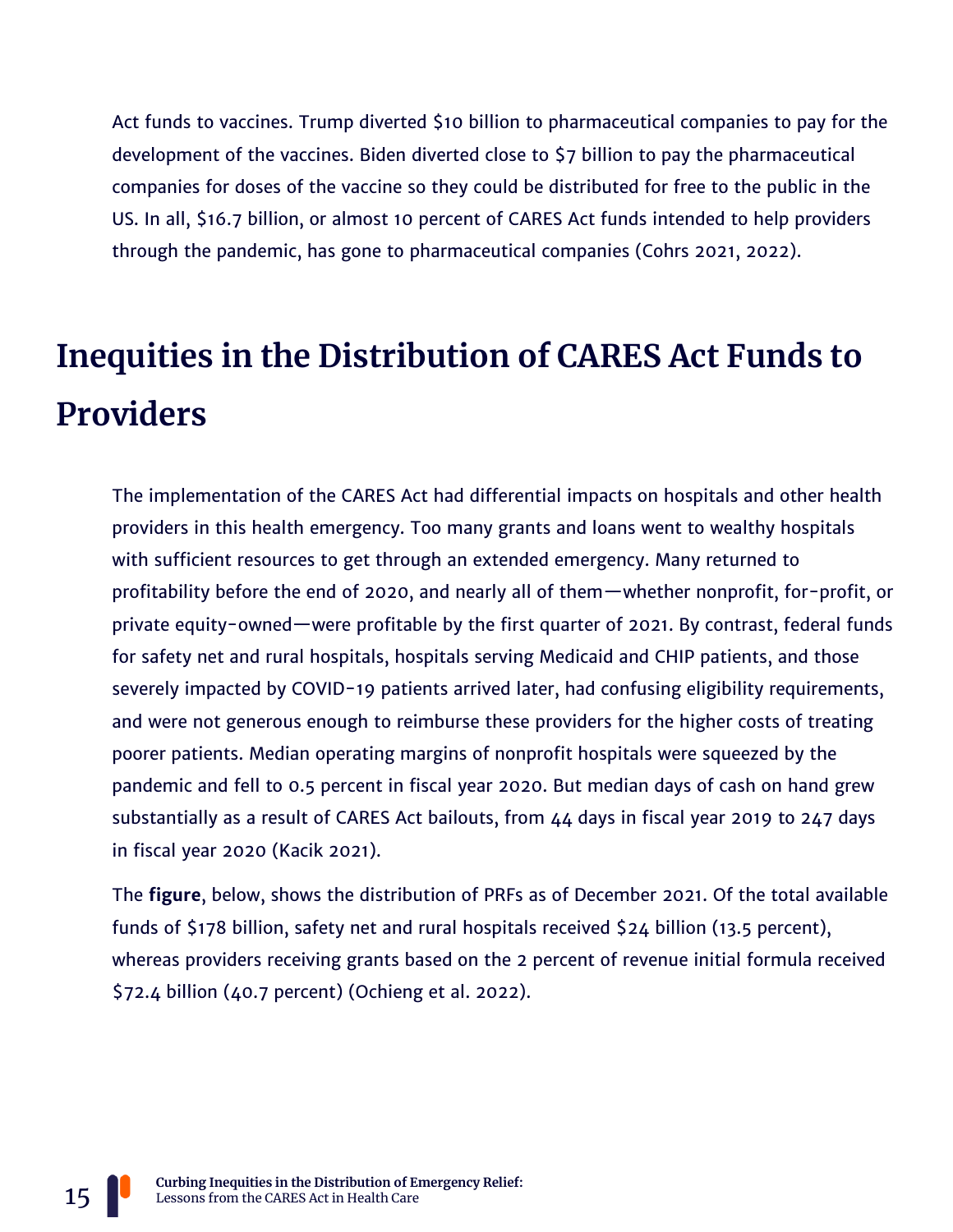Act funds to vaccines. Trump diverted $10 billion to pharmaceutical companies to pay for the development of the vaccines. Biden diverted close to $7 billion to pay the pharmaceutical companies for doses of the vaccine so they could be distributed for free to the public in the US. In all, $16.7 billion, or almost 10 percent of CARES Act funds intended to help providers through the pandemic, has gone to pharmaceutical companies (Cohrs 2021, 2022).

# Inequities in the Distribution of CARES Act Funds to Providers

The implementation of the CARES Act had differential impacts on hospitals and other health providers in this health emergency. Too many grants and loans went to wealthy hospitals with sufficient resources to get through an extended emergency. Many returned to profitability before the end of 2020, and nearly all of them—whether nonprofit, for-profit, or private equity-owned—were profitable by the first quarter of 2021. By contrast, federal funds for safety net and rural hospitals, hospitals serving Medicaid and CHIP patients, and those severely impacted by COVID-19 patients arrived later, had confusing eligibility requirements, and were not generous enough to reimburse these providers for the higher costs of treating poorer patients. Median operating margins of nonprofit hospitals were squeezed by the pandemic and fell to 0.5 percent in fiscal year 2020. But median days of cash on hand grew substantially as a result of CARES Act bailouts, from 44 days in fiscal year 2019 to 247 days in fiscal year 2020 (Kacik 2021).

The **figure**, below, shows the distribution of PRFs as of December 2021. Of the total available funds of $178 billion, safety net and rural hospitals received $24 billion (13.5 percent), whereas providers receiving grants based on the 2 percent of revenue initial formula received $72.4 billion (40.7 percent) (Ochieng et al. 2022).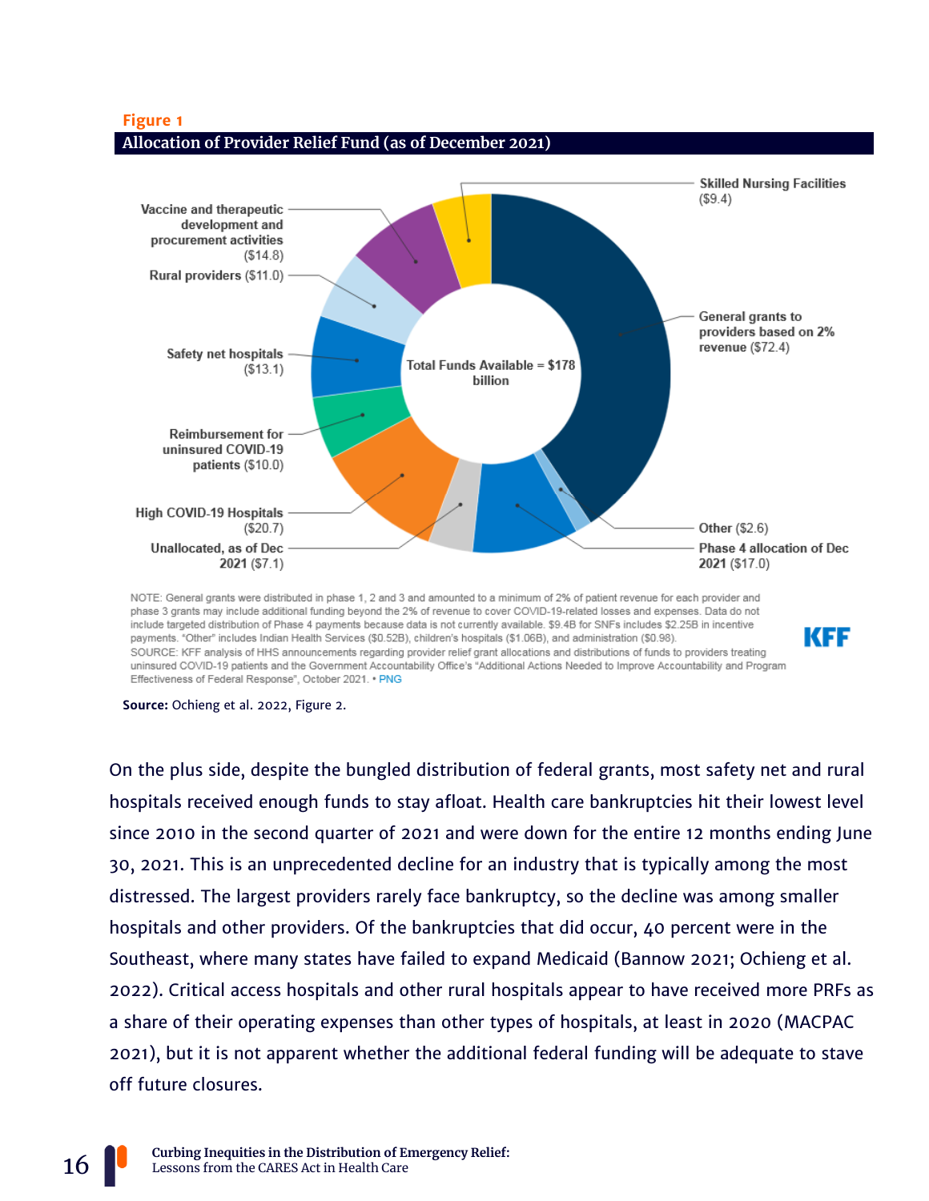**Figure 1**

**Allocation of Provider Relief Fund (as of December 2021)**

Total Funds Available = $178 billion

- Skilled Nursing Facilities ($9.4)
- General grants to providers based on 2% revenue ($72.4)
- Other ($2.6)
- Phase 4 allocation of Dec 2021 ($17.0)
- Unallocated, as of Dec 2021 ($7.1)
- High COVID-19 Hospitals ($20.7)
- Reimbursement for uninsured COVID-19 patients ($10.0)
- Safety net hospitals ($13.1)
- Rural providers ($11.0)
- Vaccine and therapeutic development and procurement activities ($14.8)

NOTE: General grants were distributed in phase 1, 2 and 3 and amounted to a minimum of 2% of patient revenue for each provider and phase 3 grants may include additional funding beyond the 2% of revenue to cover COVID-19-related losses and expenses. Data do not include targeted distribution of Phase 4 payments because data is not currently available. $9.4B for SNFs includes $2.25B in incentive payments. "Other" includes Indian Health Services ($0.52B), children's hospitals ($1.06B), and administration ($0.98).
SOURCE: KFF analysis of HHS announcements regarding provider relief grant allocations and distributions of funds to providers treating uninsured COVID-19 patients and the Government Accountability Office's "Additional Actions Needed to Improve Accountability and Program Effectiveness of Federal Response", October 2021. • PNG

KFF

**Source:** Ochieng et al. 2022, Figure 2.

On the plus side, despite the bungled distribution of federal grants, most safety net and rural hospitals received enough funds to stay afloat. Health care bankruptcies hit their lowest level since 2010 in the second quarter of 2021 and were down for the entire 12 months ending June 30, 2021. This is an unprecedented decline for an industry that is typically among the most distressed. The largest providers rarely face bankruptcy, so the decline was among smaller hospitals and other providers. Of the bankruptcies that did occur, 40 percent were in the Southeast, where many states have failed to expand Medicaid (Bannow 2021; Ochieng et al. 2022). Critical access hospitals and other rural hospitals appear to have received more PRFs as a share of their operating expenses than other types of hospitals, at least in 2020 (MACPAC 2021), but it is not apparent whether the additional federal funding will be adequate to stave off future closures.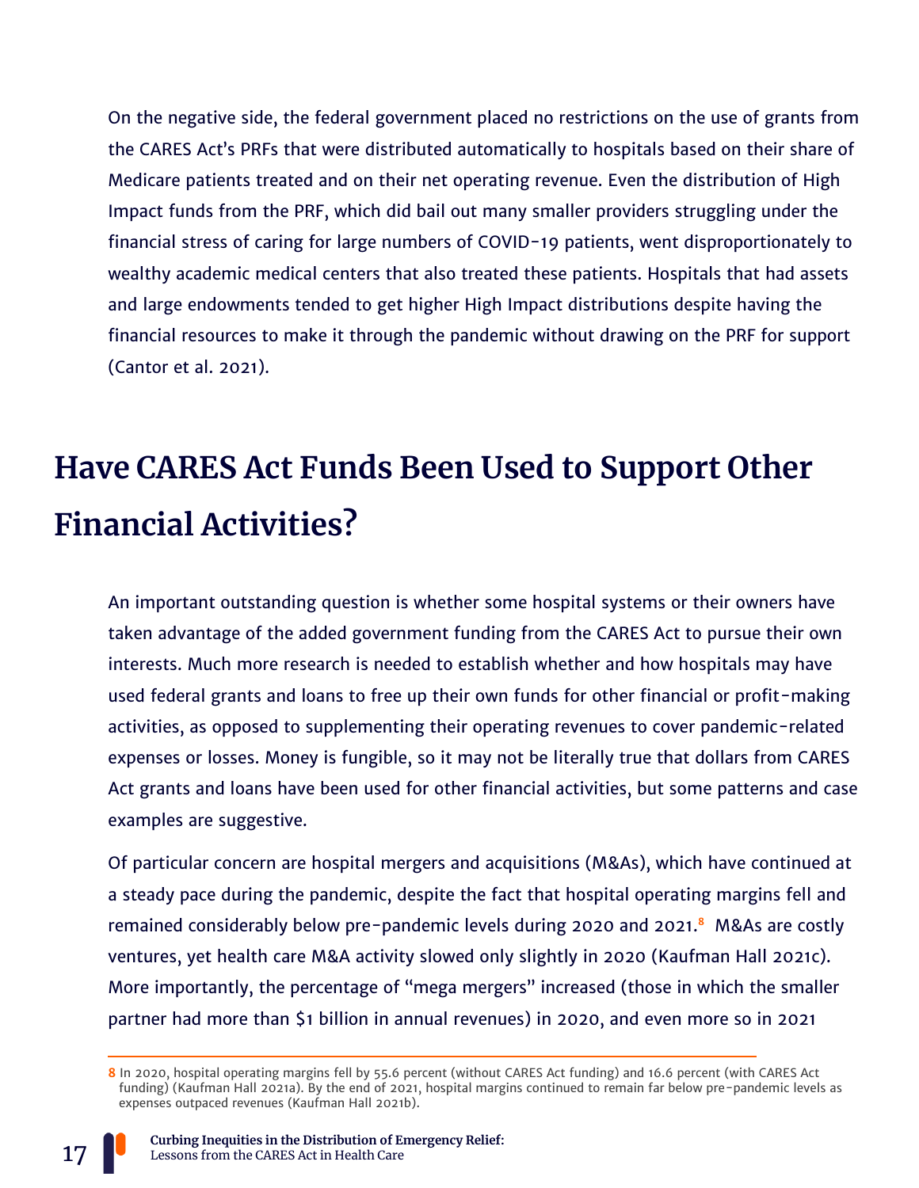On the negative side, the federal government placed no restrictions on the use of grants from the CARES Act's PRFs that were distributed automatically to hospitals based on their share of Medicare patients treated and on their net operating revenue. Even the distribution of High Impact funds from the PRF, which did bail out many smaller providers struggling under the financial stress of caring for large numbers of COVID-19 patients, went disproportionately to wealthy academic medical centers that also treated these patients. Hospitals that had assets and large endowments tended to get higher High Impact distributions despite having the financial resources to make it through the pandemic without drawing on the PRF for support (Cantor et al. 2021).

## Have CARES Act Funds Been Used to Support Other Financial Activities?

An important outstanding question is whether some hospital systems or their owners have taken advantage of the added government funding from the CARES Act to pursue their own interests. Much more research is needed to establish whether and how hospitals may have used federal grants and loans to free up their own funds for other financial or profit-making activities, as opposed to supplementing their operating revenues to cover pandemic-related expenses or losses. Money is fungible, so it may not be literally true that dollars from CARES Act grants and loans have been used for other financial activities, but some patterns and case examples are suggestive.

Of particular concern are hospital mergers and acquisitions (M&As), which have continued at a steady pace during the pandemic, despite the fact that hospital operating margins fell and remained considerably below pre-pandemic levels during 2020 and 2021.[8] M&As are costly ventures, yet health care M&A activity slowed only slightly in 2020 (Kaufman Hall 2021c). More importantly, the percentage of "mega mergers" increased (those in which the smaller partner had more than $1 billion in annual revenues) in 2020, and even more so in 2021

[8] In 2020, hospital operating margins fell by 55.6 percent (without CARES Act funding) and 16.6 percent (with CARES Act funding) (Kaufman Hall 2021a). By the end of 2021, hospital margins continued to remain far below pre-pandemic levels as expenses outpaced revenues (Kaufman Hall 2021b).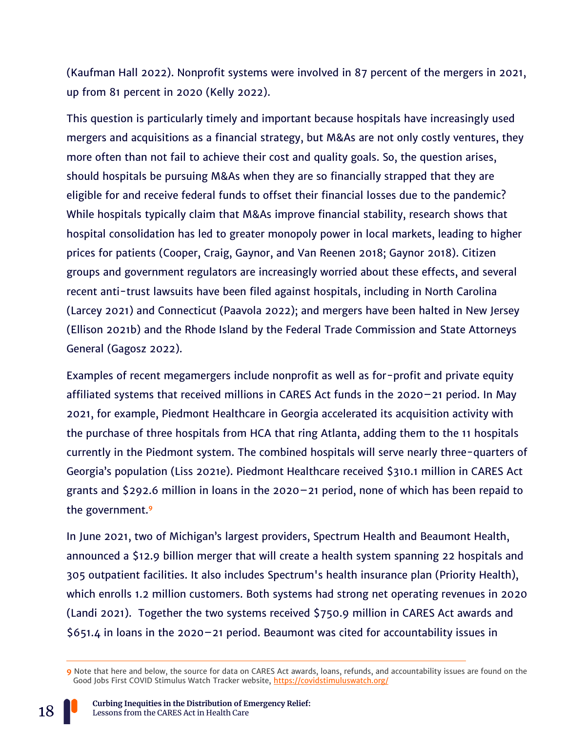(Kaufman Hall 2022). Nonprofit systems were involved in 87 percent of the mergers in 2021, up from 81 percent in 2020 (Kelly 2022).

This question is particularly timely and important because hospitals have increasingly used mergers and acquisitions as a financial strategy, but M&As are not only costly ventures, they more often than not fail to achieve their cost and quality goals. So, the question arises, should hospitals be pursuing M&As when they are so financially strapped that they are eligible for and receive federal funds to offset their financial losses due to the pandemic? While hospitals typically claim that M&As improve financial stability, research shows that hospital consolidation has led to greater monopoly power in local markets, leading to higher prices for patients (Cooper, Craig, Gaynor, and Van Reenen 2018; Gaynor 2018). Citizen groups and government regulators are increasingly worried about these effects, and several recent anti-trust lawsuits have been filed against hospitals, including in North Carolina (Larcey 2021) and Connecticut (Paavola 2022); and mergers have been halted in New Jersey (Ellison 2021b) and the Rhode Island by the Federal Trade Commission and State Attorneys General (Gagosz 2022).

Examples of recent megamergers include nonprofit as well as for-profit and private equity affiliated systems that received millions in CARES Act funds in the 2020–21 period. In May 2021, for example, Piedmont Healthcare in Georgia accelerated its acquisition activity with the purchase of three hospitals from HCA that ring Atlanta, adding them to the 11 hospitals currently in the Piedmont system. The combined hospitals will serve nearly three-quarters of Georgia's population (Liss 2021e). Piedmont Healthcare received $310.1 million in CARES Act grants and $292.6 million in loans in the 2020–21 period, none of which has been repaid to the government.[9]

In June 2021, two of Michigan's largest providers, Spectrum Health and Beaumont Health, announced a $12.9 billion merger that will create a health system spanning 22 hospitals and 305 outpatient facilities. It also includes Spectrum's health insurance plan (Priority Health), which enrolls 1.2 million customers. Both systems had strong net operating revenues in 2020 (Landi 2021). Together the two systems received $750.9 million in CARES Act awards and $651.4 in loans in the 2020–21 period. Beaumont was cited for accountability issues in

---

[9] Note that here and below, the source for data on CARES Act awards, loans, refunds, and accountability issues are found on the Good Jobs First COVID Stimulus Watch Tracker website, https://covidstimuluswatch.org/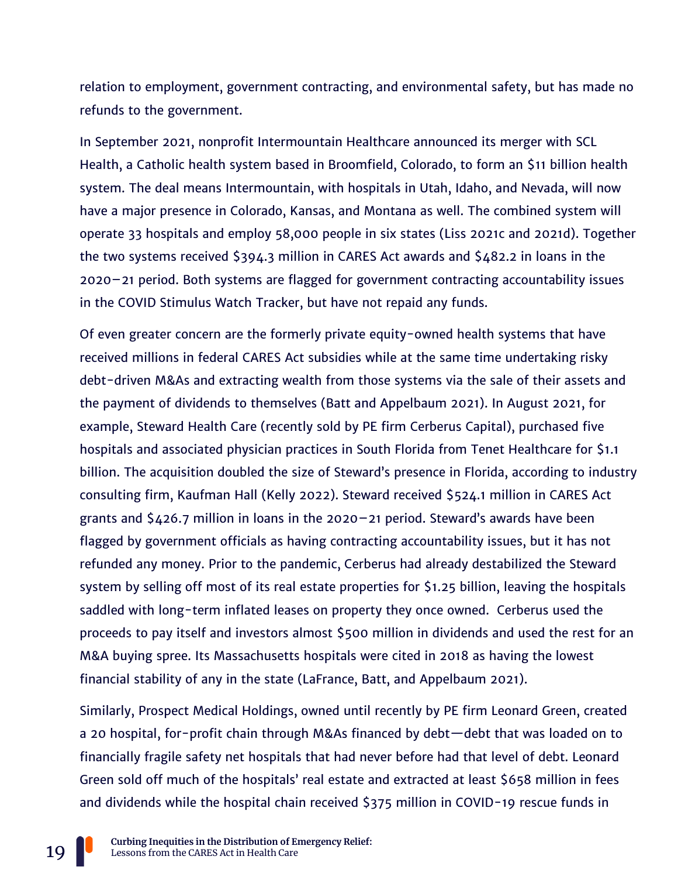relation to employment, government contracting, and environmental safety, but has made no refunds to the government.

In September 2021, nonprofit Intermountain Healthcare announced its merger with SCL Health, a Catholic health system based in Broomfield, Colorado, to form an $11 billion health system. The deal means Intermountain, with hospitals in Utah, Idaho, and Nevada, will now have a major presence in Colorado, Kansas, and Montana as well. The combined system will operate 33 hospitals and employ 58,000 people in six states (Liss 2021c and 2021d). Together the two systems received $394.3 million in CARES Act awards and $482.2 in loans in the 2020–21 period. Both systems are flagged for government contracting accountability issues in the COVID Stimulus Watch Tracker, but have not repaid any funds.

Of even greater concern are the formerly private equity-owned health systems that have received millions in federal CARES Act subsidies while at the same time undertaking risky debt-driven M&As and extracting wealth from those systems via the sale of their assets and the payment of dividends to themselves (Batt and Appelbaum 2021). In August 2021, for example, Steward Health Care (recently sold by PE firm Cerberus Capital), purchased five hospitals and associated physician practices in South Florida from Tenet Healthcare for $1.1 billion. The acquisition doubled the size of Steward's presence in Florida, according to industry consulting firm, Kaufman Hall (Kelly 2022). Steward received $524.1 million in CARES Act grants and $426.7 million in loans in the 2020–21 period. Steward's awards have been flagged by government officials as having contracting accountability issues, but it has not refunded any money. Prior to the pandemic, Cerberus had already destabilized the Steward system by selling off most of its real estate properties for $1.25 billion, leaving the hospitals saddled with long-term inflated leases on property they once owned. Cerberus used the proceeds to pay itself and investors almost $500 million in dividends and used the rest for an M&A buying spree. Its Massachusetts hospitals were cited in 2018 as having the lowest financial stability of any in the state (LaFrance, Batt, and Appelbaum 2021).

Similarly, Prospect Medical Holdings, owned until recently by PE firm Leonard Green, created a 20 hospital, for-profit chain through M&As financed by debt—debt that was loaded on to financially fragile safety net hospitals that had never before had that level of debt. Leonard Green sold off much of the hospitals' real estate and extracted at least $658 million in fees and dividends while the hospital chain received $375 million in COVID-19 rescue funds in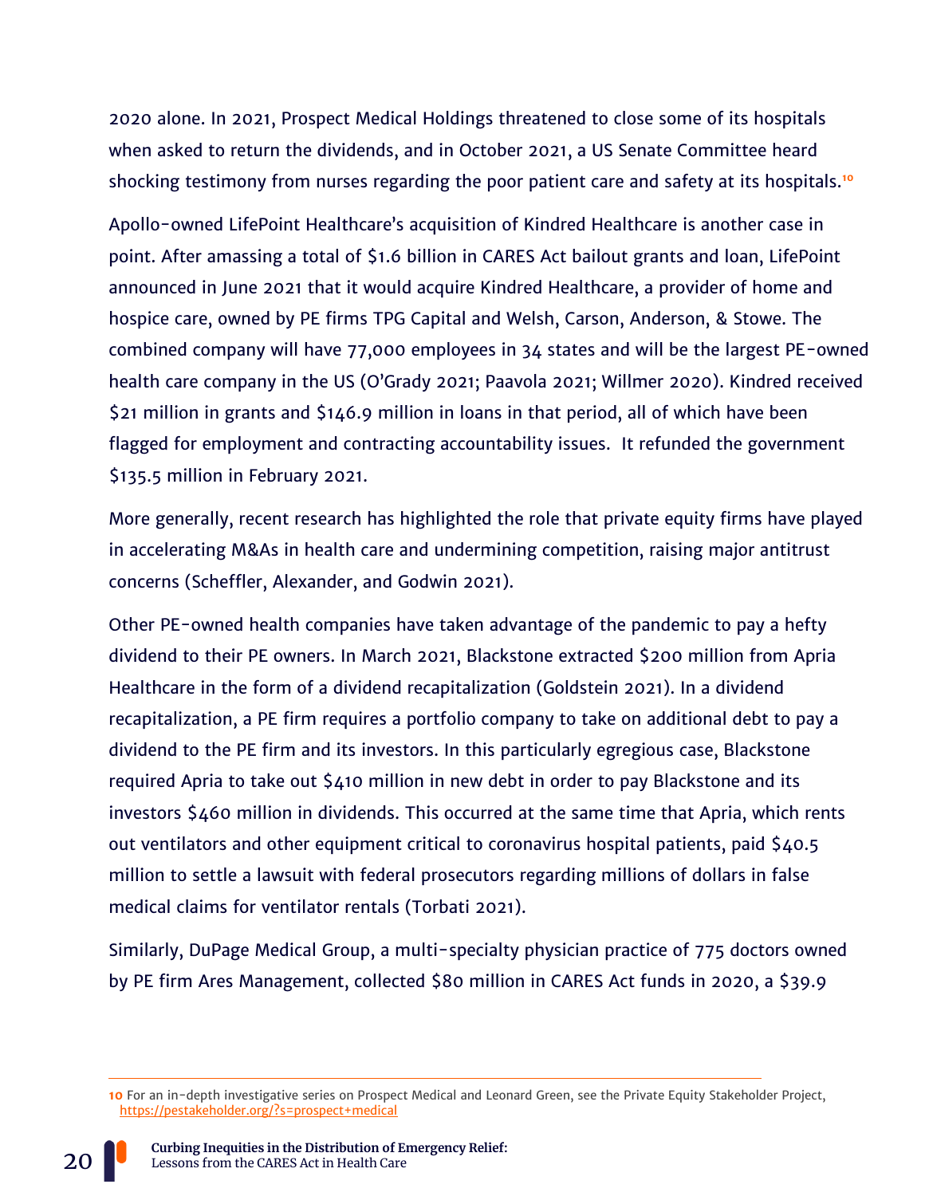2020 alone. In 2021, Prospect Medical Holdings threatened to close some of its hospitals when asked to return the dividends, and in October 2021, a US Senate Committee heard shocking testimony from nurses regarding the poor patient care and safety at its hospitals.[10]

Apollo-owned LifePoint Healthcare's acquisition of Kindred Healthcare is another case in point. After amassing a total of $1.6 billion in CARES Act bailout grants and loan, LifePoint announced in June 2021 that it would acquire Kindred Healthcare, a provider of home and hospice care, owned by PE firms TPG Capital and Welsh, Carson, Anderson, & Stowe. The combined company will have 77,000 employees in 34 states and will be the largest PE-owned health care company in the US (O'Grady 2021; Paavola 2021; Willmer 2020). Kindred received $21 million in grants and $146.9 million in loans in that period, all of which have been flagged for employment and contracting accountability issues. It refunded the government $135.5 million in February 2021.

More generally, recent research has highlighted the role that private equity firms have played in accelerating M&As in health care and undermining competition, raising major antitrust concerns (Scheffler, Alexander, and Godwin 2021).

Other PE-owned health companies have taken advantage of the pandemic to pay a hefty dividend to their PE owners. In March 2021, Blackstone extracted $200 million from Apria Healthcare in the form of a dividend recapitalization (Goldstein 2021). In a dividend recapitalization, a PE firm requires a portfolio company to take on additional debt to pay a dividend to the PE firm and its investors. In this particularly egregious case, Blackstone required Apria to take out $410 million in new debt in order to pay Blackstone and its investors $460 million in dividends. This occurred at the same time that Apria, which rents out ventilators and other equipment critical to coronavirus hospital patients, paid $40.5 million to settle a lawsuit with federal prosecutors regarding millions of dollars in false medical claims for ventilator rentals (Torbati 2021).

Similarly, DuPage Medical Group, a multi-specialty physician practice of 775 doctors owned by PE firm Ares Management, collected $80 million in CARES Act funds in 2020, a $39.9

---

[10] For an in-depth investigative series on Prospect Medical and Leonard Green, see the Private Equity Stakeholder Project, https://pestakeholder.org/?s=prospect+medical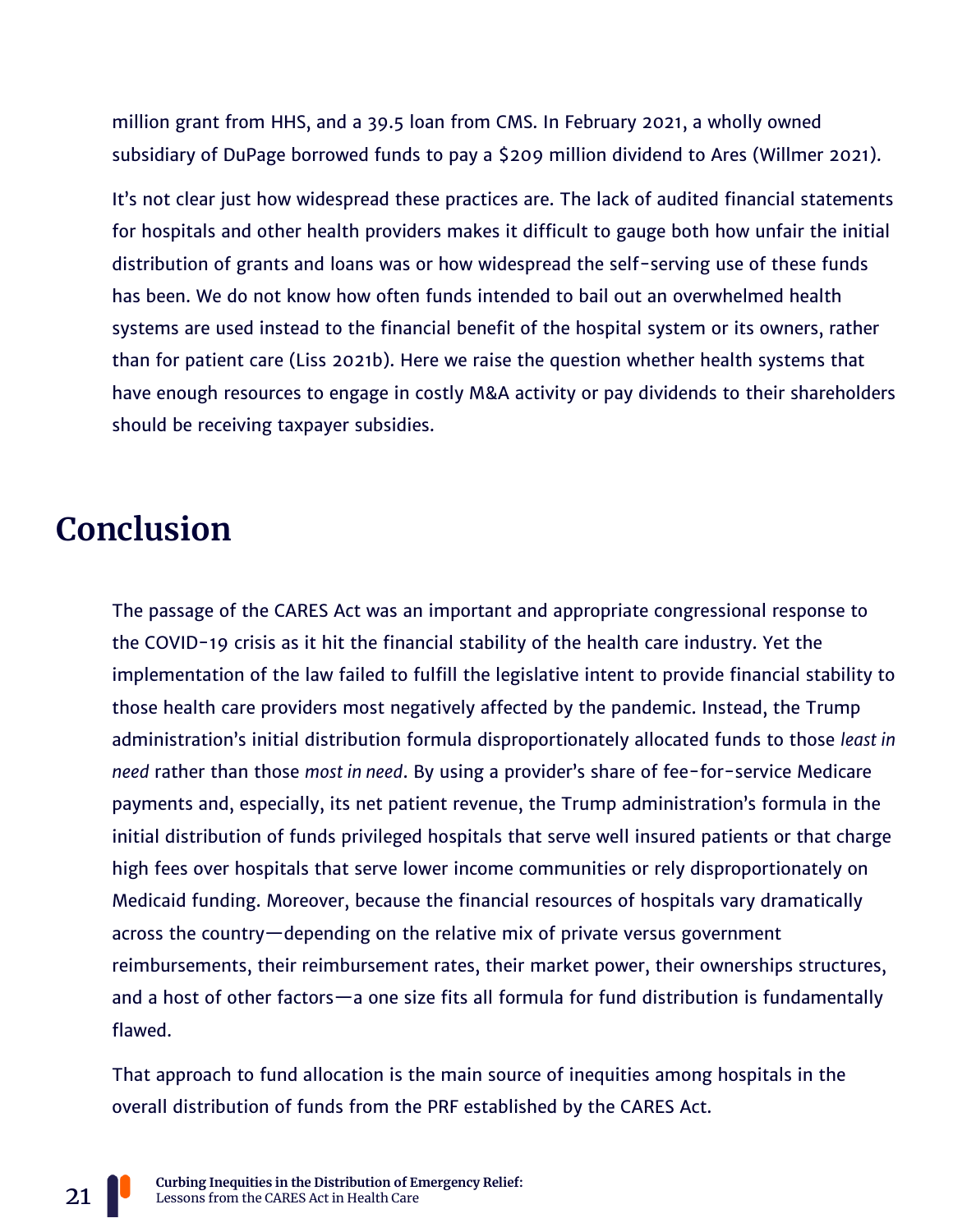million grant from HHS, and a 39.5 loan from CMS. In February 2021, a wholly owned subsidiary of DuPage borrowed funds to pay a $209 million dividend to Ares (Willmer 2021).

It's not clear just how widespread these practices are. The lack of audited financial statements for hospitals and other health providers makes it difficult to gauge both how unfair the initial distribution of grants and loans was or how widespread the self-serving use of these funds has been. We do not know how often funds intended to bail out an overwhelmed health systems are used instead to the financial benefit of the hospital system or its owners, rather than for patient care (Liss 2021b). Here we raise the question whether health systems that have enough resources to engage in costly M&A activity or pay dividends to their shareholders should be receiving taxpayer subsidies.

# Conclusion

The passage of the CARES Act was an important and appropriate congressional response to the COVID-19 crisis as it hit the financial stability of the health care industry. Yet the implementation of the law failed to fulfill the legislative intent to provide financial stability to those health care providers most negatively affected by the pandemic. Instead, the Trump administration's initial distribution formula disproportionately allocated funds to those *least in need* rather than those *most in need*. By using a provider's share of fee-for-service Medicare payments and, especially, its net patient revenue, the Trump administration's formula in the initial distribution of funds privileged hospitals that serve well insured patients or that charge high fees over hospitals that serve lower income communities or rely disproportionately on Medicaid funding. Moreover, because the financial resources of hospitals vary dramatically across the country—depending on the relative mix of private versus government reimbursements, their reimbursement rates, their market power, their ownerships structures, and a host of other factors—a one size fits all formula for fund distribution is fundamentally flawed.

That approach to fund allocation is the main source of inequities among hospitals in the overall distribution of funds from the PRF established by the CARES Act.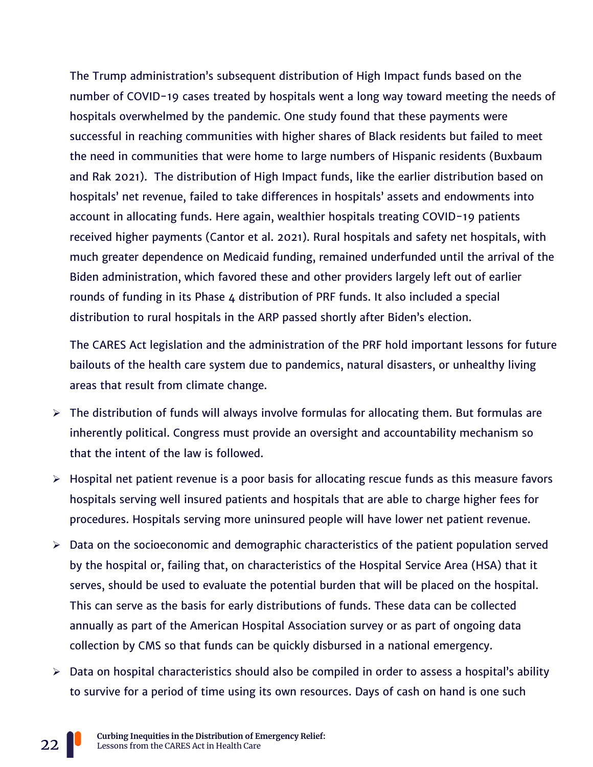The Trump administration's subsequent distribution of High Impact funds based on the number of COVID-19 cases treated by hospitals went a long way toward meeting the needs of hospitals overwhelmed by the pandemic. One study found that these payments were successful in reaching communities with higher shares of Black residents but failed to meet the need in communities that were home to large numbers of Hispanic residents (Buxbaum and Rak 2021). The distribution of High Impact funds, like the earlier distribution based on hospitals' net revenue, failed to take differences in hospitals' assets and endowments into account in allocating funds. Here again, wealthier hospitals treating COVID-19 patients received higher payments (Cantor et al. 2021). Rural hospitals and safety net hospitals, with much greater dependence on Medicaid funding, remained underfunded until the arrival of the Biden administration, which favored these and other providers largely left out of earlier rounds of funding in its Phase 4 distribution of PRF funds. It also included a special distribution to rural hospitals in the ARP passed shortly after Biden's election.

The CARES Act legislation and the administration of the PRF hold important lessons for future bailouts of the health care system due to pandemics, natural disasters, or unhealthy living areas that result from climate change.

- The distribution of funds will always involve formulas for allocating them. But formulas are inherently political. Congress must provide an oversight and accountability mechanism so that the intent of the law is followed.
- Hospital net patient revenue is a poor basis for allocating rescue funds as this measure favors hospitals serving well insured patients and hospitals that are able to charge higher fees for procedures. Hospitals serving more uninsured people will have lower net patient revenue.
- Data on the socioeconomic and demographic characteristics of the patient population served by the hospital or, failing that, on characteristics of the Hospital Service Area (HSA) that it serves, should be used to evaluate the potential burden that will be placed on the hospital. This can serve as the basis for early distributions of funds. These data can be collected annually as part of the American Hospital Association survey or as part of ongoing data collection by CMS so that funds can be quickly disbursed in a national emergency.
- Data on hospital characteristics should also be compiled in order to assess a hospital's ability to survive for a period of time using its own resources. Days of cash on hand is one such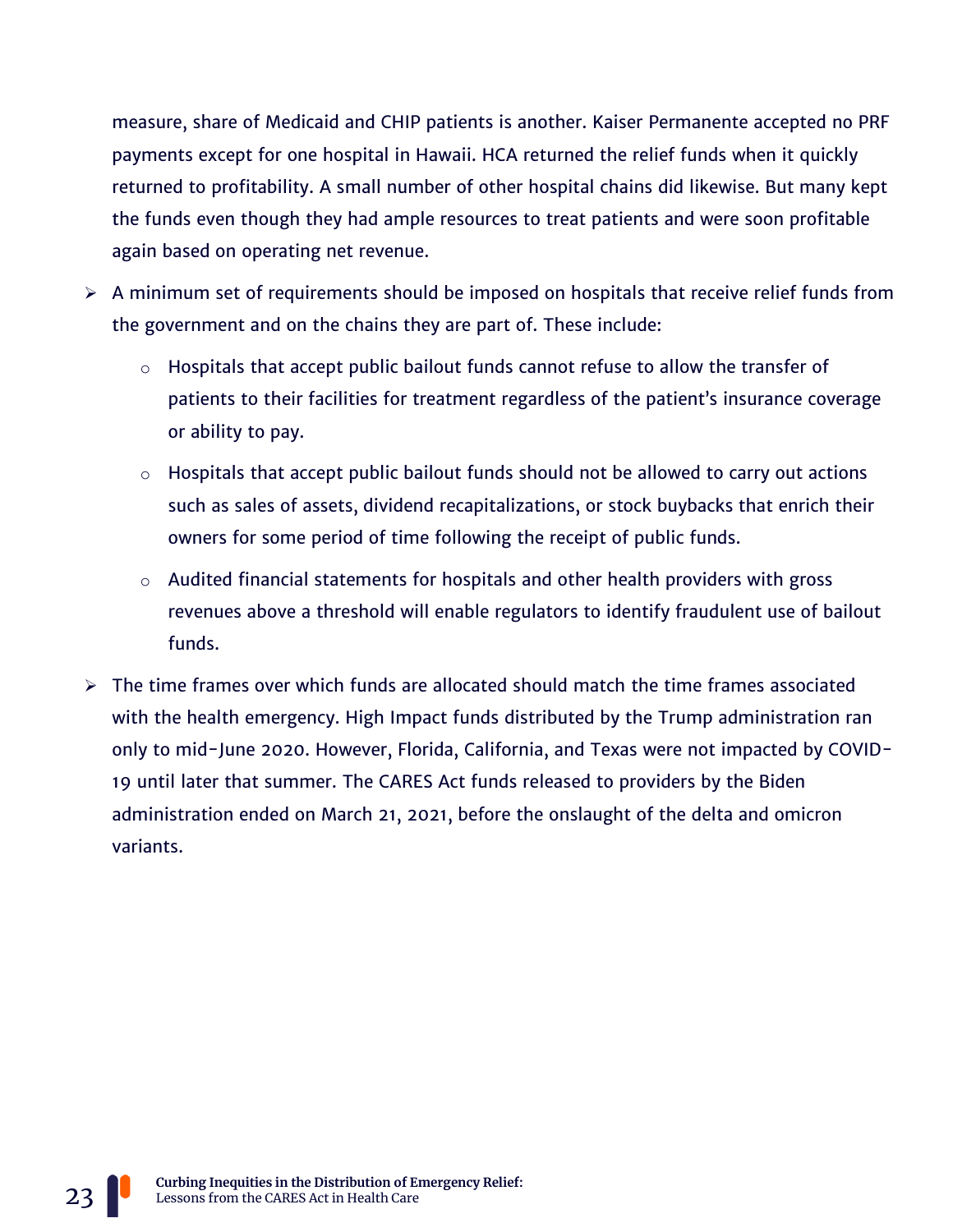measure, share of Medicaid and CHIP patients is another. Kaiser Permanente accepted no PRF payments except for one hospital in Hawaii. HCA returned the relief funds when it quickly returned to profitability. A small number of other hospital chains did likewise. But many kept the funds even though they had ample resources to treat patients and were soon profitable again based on operating net revenue.

- A minimum set of requirements should be imposed on hospitals that receive relief funds from the government and on the chains they are part of. These include:
  - Hospitals that accept public bailout funds cannot refuse to allow the transfer of patients to their facilities for treatment regardless of the patient's insurance coverage or ability to pay.
  - Hospitals that accept public bailout funds should not be allowed to carry out actions such as sales of assets, dividend recapitalizations, or stock buybacks that enrich their owners for some period of time following the receipt of public funds.
  - Audited financial statements for hospitals and other health providers with gross revenues above a threshold will enable regulators to identify fraudulent use of bailout funds.
- The time frames over which funds are allocated should match the time frames associated with the health emergency. High Impact funds distributed by the Trump administration ran only to mid-June 2020. However, Florida, California, and Texas were not impacted by COVID-19 until later that summer. The CARES Act funds released to providers by the Biden administration ended on March 21, 2021, before the onslaught of the delta and omicron variants.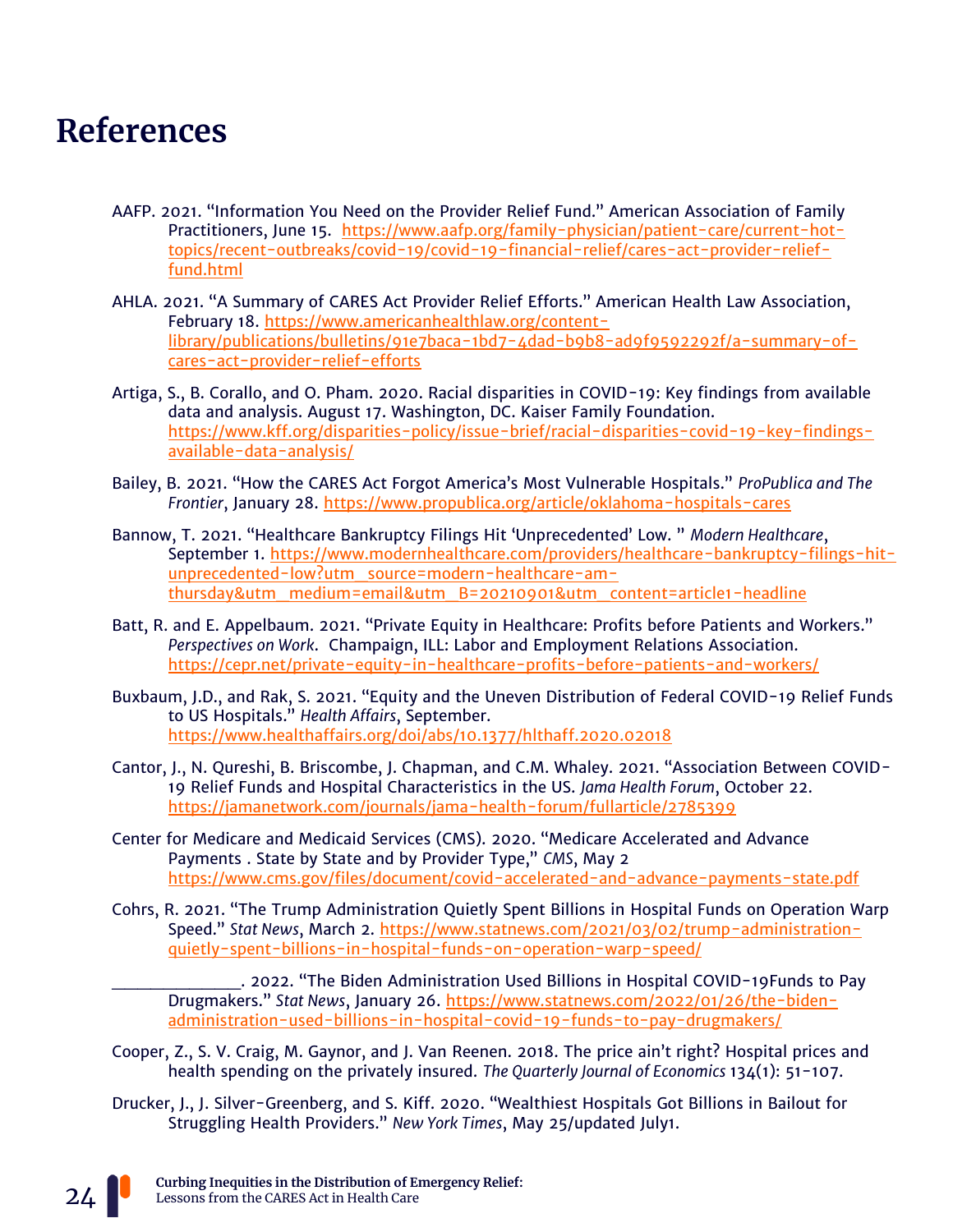# References

AAFP. 2021. "Information You Need on the Provider Relief Fund." American Association of Family Practitioners, June 15. https://www.aafp.org/family-physician/patient-care/current-hot-topics/recent-outbreaks/covid-19/covid-19-financial-relief/cares-act-provider-relief-fund.html

AHLA. 2021. "A Summary of CARES Act Provider Relief Efforts." American Health Law Association, February 18. https://www.americanhealthlaw.org/content-library/publications/bulletins/91e7baca-1bd7-4dad-b9b8-ad9f9592292f/a-summary-of-cares-act-provider-relief-efforts

Artiga, S., B. Corallo, and O. Pham. 2020. Racial disparities in COVID-19: Key findings from available data and analysis. August 17. Washington, DC. Kaiser Family Foundation. https://www.kff.org/disparities-policy/issue-brief/racial-disparities-covid-19-key-findings-available-data-analysis/

Bailey, B. 2021. "How the CARES Act Forgot America's Most Vulnerable Hospitals." *ProPublica and The Frontier*, January 28. https://www.propublica.org/article/oklahoma-hospitals-cares

Bannow, T. 2021. "Healthcare Bankruptcy Filings Hit 'Unprecedented' Low. " *Modern Healthcare*, September 1. https://www.modernhealthcare.com/providers/healthcare-bankruptcy-filings-hit-unprecedented-low?utm_source=modern-healthcare-am-thursday&utm_medium=email&utm_B=20210901&utm_content=article1-headline

Batt, R. and E. Appelbaum. 2021. "Private Equity in Healthcare: Profits before Patients and Workers." *Perspectives on Work*. Champaign, ILL: Labor and Employment Relations Association. https://cepr.net/private-equity-in-healthcare-profits-before-patients-and-workers/

Buxbaum, J.D., and Rak, S. 2021. "Equity and the Uneven Distribution of Federal COVID-19 Relief Funds to US Hospitals." *Health Affairs*, September. https://www.healthaffairs.org/doi/abs/10.1377/hlthaff.2020.02018

Cantor, J., N. Qureshi, B. Briscombe, J. Chapman, and C.M. Whaley. 2021. "Association Between COVID-19 Relief Funds and Hospital Characteristics in the US. *Jama Health Forum*, October 22. https://jamanetwork.com/journals/jama-health-forum/fullarticle/2785399

Center for Medicare and Medicaid Services (CMS). 2020. "Medicare Accelerated and Advance Payments . State by State and by Provider Type," *CMS*, May 2 https://www.cms.gov/files/document/covid-accelerated-and-advance-payments-state.pdf

Cohrs, R. 2021. "The Trump Administration Quietly Spent Billions in Hospital Funds on Operation Warp Speed." *Stat News*, March 2. https://www.statnews.com/2021/03/02/trump-administration-quietly-spent-billions-in-hospital-funds-on-operation-warp-speed/

______________. 2022. "The Biden Administration Used Billions in Hospital COVID-19Funds to Pay Drugmakers." *Stat News*, January 26. https://www.statnews.com/2022/01/26/the-biden-administration-used-billions-in-hospital-covid-19-funds-to-pay-drugmakers/

Cooper, Z., S. V. Craig, M. Gaynor, and J. Van Reenen. 2018. The price ain't right? Hospital prices and health spending on the privately insured. *The Quarterly Journal of Economics* 134(1): 51-107.

Drucker, J., J. Silver-Greenberg, and S. Kiff. 2020. "Wealthiest Hospitals Got Billions in Bailout for Struggling Health Providers." *New York Times*, May 25/updated July1.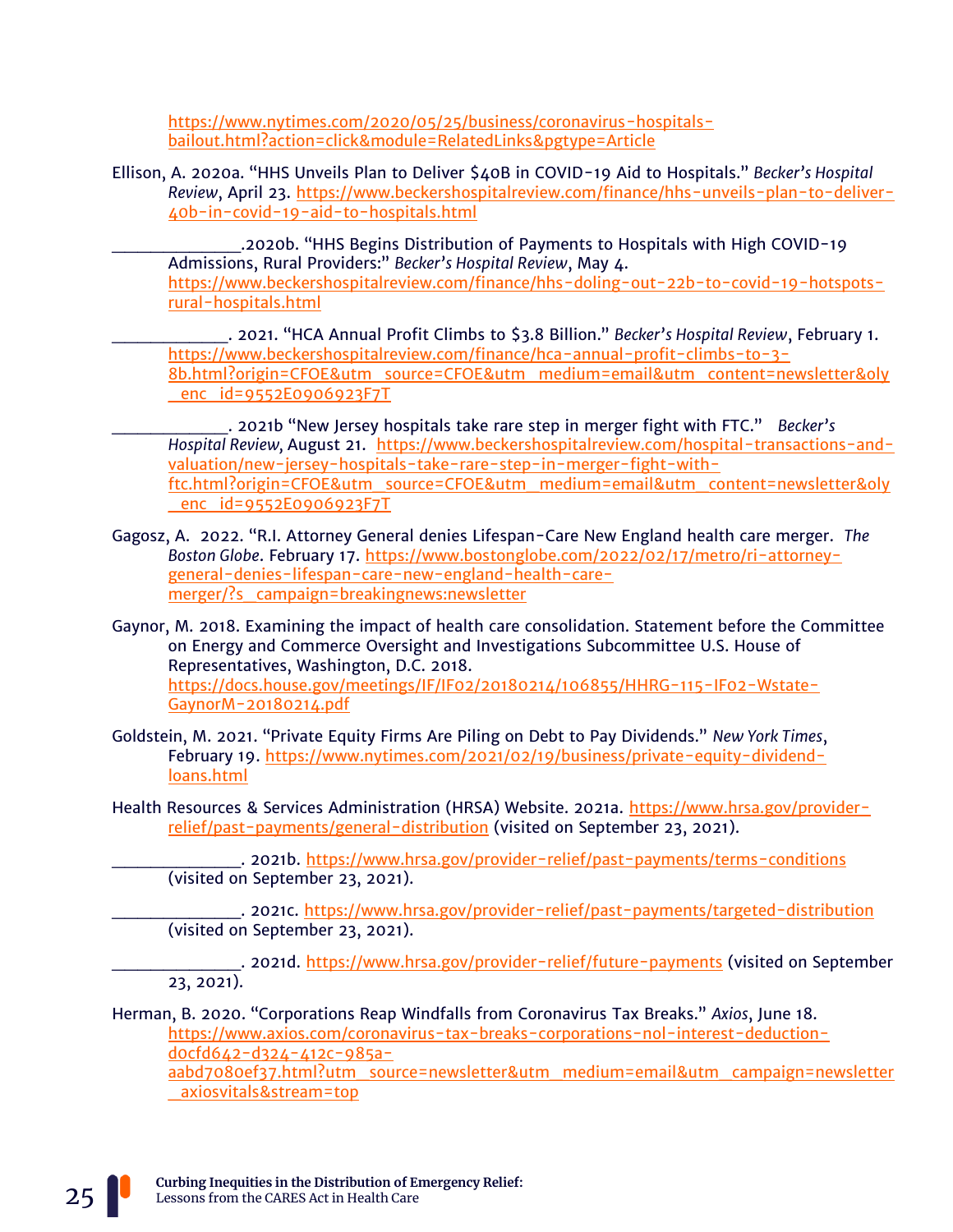https://www.nytimes.com/2020/05/25/business/coronavirus-hospitals-bailout.html?action=click&module=RelatedLinks&pgtype=Article

Ellison, A. 2020a. "HHS Unveils Plan to Deliver $40B in COVID-19 Aid to Hospitals." *Becker's Hospital Review*, April 23. https://www.beckershospitalreview.com/finance/hhs-unveils-plan-to-deliver-40b-in-covid-19-aid-to-hospitals.html

______________.2020b. "HHS Begins Distribution of Payments to Hospitals with High COVID-19 Admissions, Rural Providers:" *Becker's Hospital Review*, May 4. https://www.beckershospitalreview.com/finance/hhs-doling-out-22b-to-covid-19-hotspots-rural-hospitals.html

_____________. 2021. "HCA Annual Profit Climbs to $3.8 Billion." *Becker's Hospital Review*, February 1. https://www.beckershospitalreview.com/finance/hca-annual-profit-climbs-to-3-8b.html?origin=CFOE&utm_source=CFOE&utm_medium=email&utm_content=newsletter&oly_enc_id=9552E0906923F7T

_____________. 2021b "New Jersey hospitals take rare step in merger fight with FTC." *Becker's Hospital Review,* August 21. https://www.beckershospitalreview.com/hospital-transactions-and-valuation/new-jersey-hospitals-take-rare-step-in-merger-fight-with-ftc.html?origin=CFOE&utm_source=CFOE&utm_medium=email&utm_content=newsletter&oly_enc_id=9552E0906923F7T

Gagosz, A. 2022. "R.I. Attorney General denies Lifespan-Care New England health care merger. *The Boston Globe*. February 17. https://www.bostonglobe.com/2022/02/17/metro/ri-attorney-general-denies-lifespan-care-new-england-health-care-merger/?s_campaign=breakingnews:newsletter

Gaynor, M. 2018. Examining the impact of health care consolidation. Statement before the Committee on Energy and Commerce Oversight and Investigations Subcommittee U.S. House of Representatives, Washington, D.C. 2018. https://docs.house.gov/meetings/IF/IF02/20180214/106855/HHRG-115-IF02-Wstate-GaynorM-20180214.pdf

Goldstein, M. 2021. "Private Equity Firms Are Piling on Debt to Pay Dividends." *New York Times*, February 19. https://www.nytimes.com/2021/02/19/business/private-equity-dividend-loans.html

Health Resources & Services Administration (HRSA) Website. 2021a. https://www.hrsa.gov/provider-relief/past-payments/general-distribution (visited on September 23, 2021).

______________. 2021b. https://www.hrsa.gov/provider-relief/past-payments/terms-conditions (visited on September 23, 2021).

______________. 2021c. https://www.hrsa.gov/provider-relief/past-payments/targeted-distribution (visited on September 23, 2021).

______________. 2021d. https://www.hrsa.gov/provider-relief/future-payments (visited on September 23, 2021).

Herman, B. 2020. "Corporations Reap Windfalls from Coronavirus Tax Breaks." *Axios*, June 18. https://www.axios.com/coronavirus-tax-breaks-corporations-nol-interest-deduction-d0cfd642-d324-412c-985a-aabd7080ef37.html?utm_source=newsletter&utm_medium=email&utm_campaign=newsletter_axiosvitals&stream=top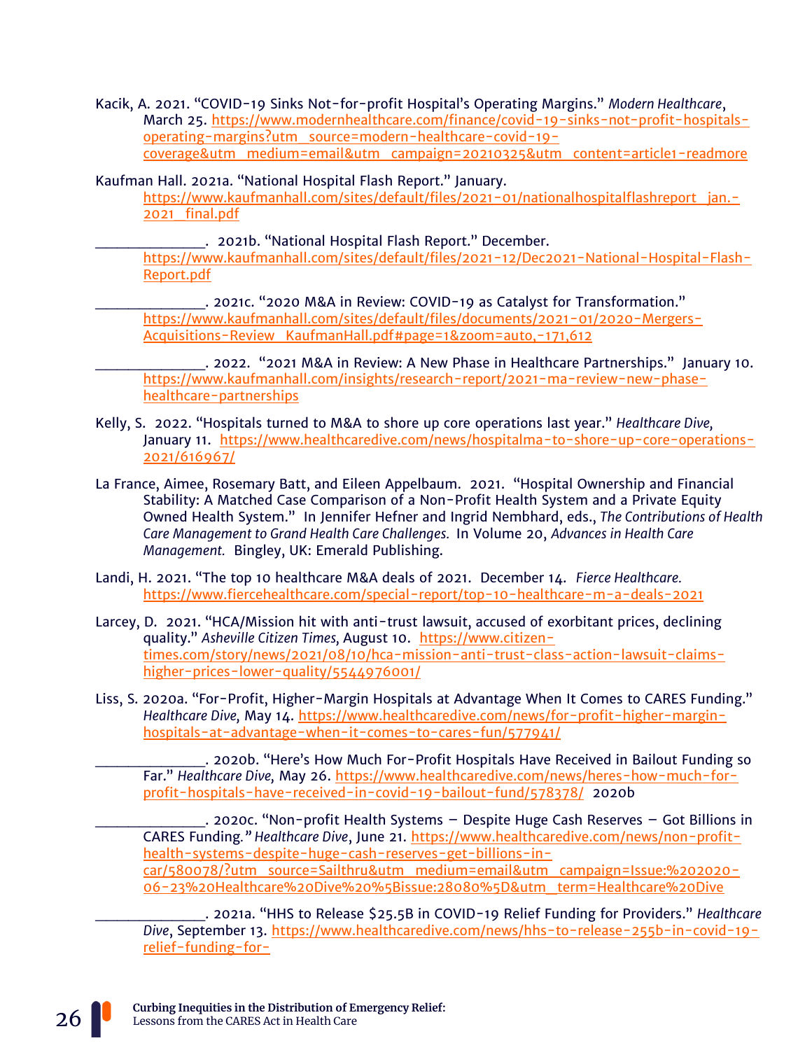Kacik, A. 2021. "COVID-19 Sinks Not-for-profit Hospital's Operating Margins." *Modern Healthcare*, March 25. https://www.modernhealthcare.com/finance/covid-19-sinks-not-profit-hospitals-operating-margins?utm_source=modern-healthcare-covid-19-coverage&utm_medium=email&utm_campaign=20210325&utm_content=article1-readmore

Kaufman Hall. 2021a. "National Hospital Flash Report." January. https://www.kaufmanhall.com/sites/default/files/2021-01/nationalhospitalflashreport_jan.-2021_final.pdf

______________. 2021b. "National Hospital Flash Report." December. https://www.kaufmanhall.com/sites/default/files/2021-12/Dec2021-National-Hospital-Flash-Report.pdf

______________. 2021c. "2020 M&A in Review: COVID-19 as Catalyst for Transformation." https://www.kaufmanhall.com/sites/default/files/documents/2021-01/2020-Mergers-Acquisitions-Review_KaufmanHall.pdf#page=1&zoom=auto,-171,612

______________. 2022. "2021 M&A in Review: A New Phase in Healthcare Partnerships." January 10. https://www.kaufmanhall.com/insights/research-report/2021-ma-review-new-phase-healthcare-partnerships

Kelly, S. 2022. "Hospitals turned to M&A to shore up core operations last year." *Healthcare Dive*, January 11. https://www.healthcaredive.com/news/hospitalma-to-shore-up-core-operations-2021/616967/

La France, Aimee, Rosemary Batt, and Eileen Appelbaum. 2021. "Hospital Ownership and Financial Stability: A Matched Case Comparison of a Non-Profit Health System and a Private Equity Owned Health System." In Jennifer Hefner and Ingrid Nembhard, eds., *The Contributions of Health Care Management to Grand Health Care Challenges.* In Volume 20, *Advances in Health Care Management.* Bingley, UK: Emerald Publishing.

Landi, H. 2021. "The top 10 healthcare M&A deals of 2021. December 14. *Fierce Healthcare.* https://www.fiercehealthcare.com/special-report/top-10-healthcare-m-a-deals-2021

Larcey, D. 2021. "HCA/Mission hit with anti-trust lawsuit, accused of exorbitant prices, declining quality." *Asheville Citizen Times,* August 10. https://www.citizen-times.com/story/news/2021/08/10/hca-mission-anti-trust-class-action-lawsuit-claims-higher-prices-lower-quality/5544976001/

Liss, S. 2020a. "For-Profit, Higher-Margin Hospitals at Advantage When It Comes to CARES Funding." *Healthcare Dive,* May 14. https://www.healthcaredive.com/news/for-profit-higher-margin-hospitals-at-advantage-when-it-comes-to-cares-fun/577941/

______________. 2020b. "Here's How Much For-Profit Hospitals Have Received in Bailout Funding so Far." *Healthcare Dive,* May 26. https://www.healthcaredive.com/news/heres-how-much-for-profit-hospitals-have-received-in-covid-19-bailout-fund/578378/ 2020b

______________. 2020c. "Non-profit Health Systems – Despite Huge Cash Reserves – Got Billions in CARES Funding." *Healthcare Dive*, June 21. https://www.healthcaredive.com/news/non-profit-health-systems-despite-huge-cash-reserves-get-billions-in-car/580078/?utm_source=Sailthru&utm_medium=email&utm_campaign=Issue:%202020-06-23%20Healthcare%20Dive%20%5Bissue:28080%5D&utm_term=Healthcare%20Dive

______________. 2021a. "HHS to Release $25.5B in COVID-19 Relief Funding for Providers." *Healthcare Dive*, September 13. https://www.healthcaredive.com/news/hhs-to-release-255b-in-covid-19-relief-funding-for-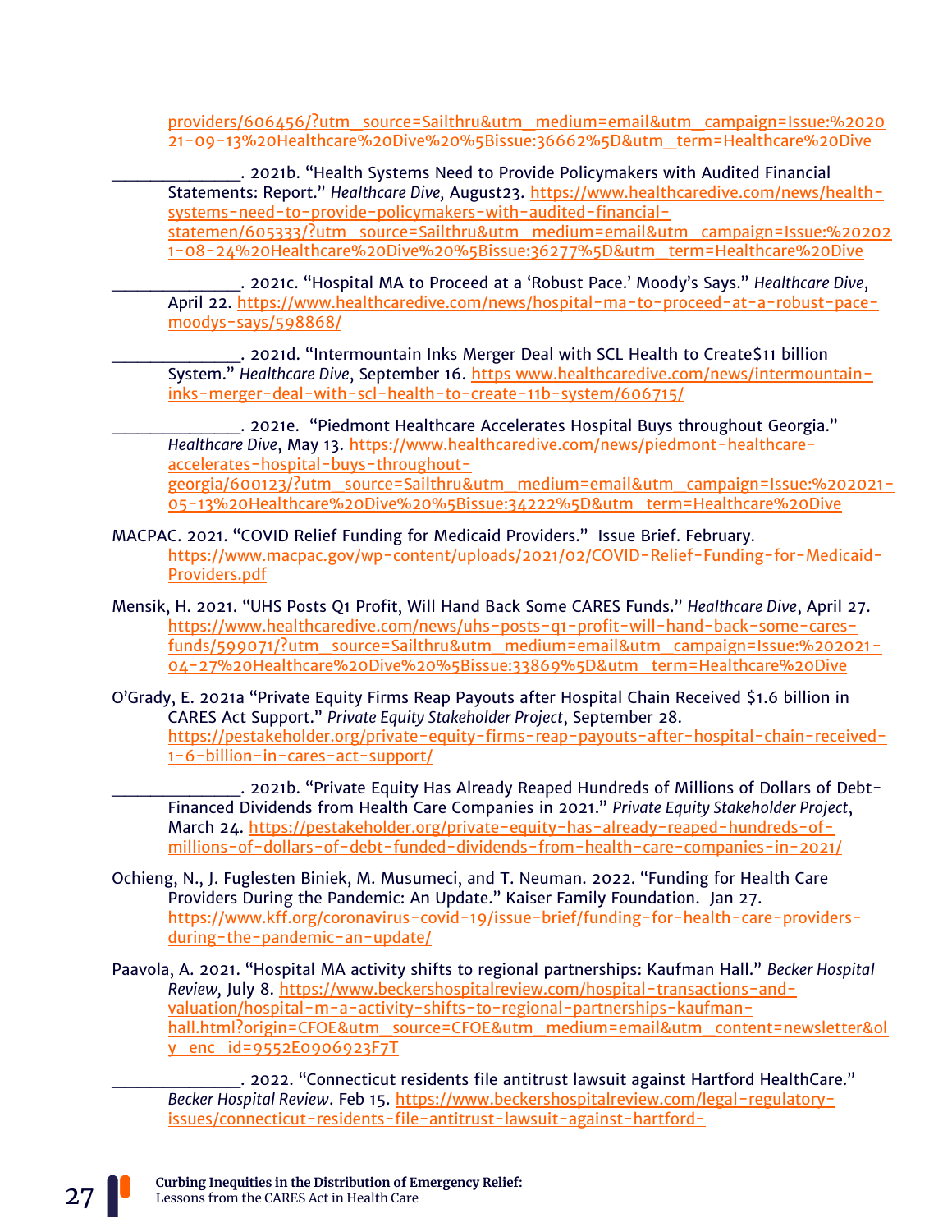providers/606456/?utm_source=Sailthru&utm_medium=email&utm_campaign=Issue:%202021-09-13%20Healthcare%20Dive%20%5Bissue:36662%5D&utm_term=Healthcare%20Dive

______________. 2021b. "Health Systems Need to Provide Policymakers with Audited Financial Statements: Report." *Healthcare Dive,* August23. https://www.healthcaredive.com/news/health-systems-need-to-provide-policymakers-with-audited-financial-statemen/605333/?utm_source=Sailthru&utm_medium=email&utm_campaign=Issue:%202021-08-24%20Healthcare%20Dive%20%5Bissue:36277%5D&utm_term=Healthcare%20Dive

______________. 2021c. "Hospital MA to Proceed at a 'Robust Pace.' Moody's Says." *Healthcare Dive*, April 22. https://www.healthcaredive.com/news/hospital-ma-to-proceed-at-a-robust-pace-moodys-says/598868/

______________. 2021d. "Intermountain Inks Merger Deal with SCL Health to Create$11 billion System." *Healthcare Dive*, September 16. https www.healthcaredive.com/news/intermountain-inks-merger-deal-with-scl-health-to-create-11b-system/606715/

______________. 2021e. "Piedmont Healthcare Accelerates Hospital Buys throughout Georgia." *Healthcare Dive*, May 13. https://www.healthcaredive.com/news/piedmont-healthcare-accelerates-hospital-buys-throughout-georgia/600123/?utm_source=Sailthru&utm_medium=email&utm_campaign=Issue:%202021-05-13%20Healthcare%20Dive%20%5Bissue:34222%5D&utm_term=Healthcare%20Dive

MACPAC. 2021. "COVID Relief Funding for Medicaid Providers." Issue Brief. February. https://www.macpac.gov/wp-content/uploads/2021/02/COVID-Relief-Funding-for-Medicaid-Providers.pdf

Mensik, H. 2021. "UHS Posts Q1 Profit, Will Hand Back Some CARES Funds." *Healthcare Dive*, April 27. https://www.healthcaredive.com/news/uhs-posts-q1-profit-will-hand-back-some-cares-funds/599071/?utm_source=Sailthru&utm_medium=email&utm_campaign=Issue:%202021-04-27%20Healthcare%20Dive%20%5Bissue:33869%5D&utm_term=Healthcare%20Dive

O'Grady, E. 2021a "Private Equity Firms Reap Payouts after Hospital Chain Received $1.6 billion in CARES Act Support." *Private Equity Stakeholder Project*, September 28. https://pestakeholder.org/private-equity-firms-reap-payouts-after-hospital-chain-received-1-6-billion-in-cares-act-support/

______________. 2021b. "Private Equity Has Already Reaped Hundreds of Millions of Dollars of Debt-Financed Dividends from Health Care Companies in 2021." *Private Equity Stakeholder Project*, March 24. https://pestakeholder.org/private-equity-has-already-reaped-hundreds-of-millions-of-dollars-of-debt-funded-dividends-from-health-care-companies-in-2021/

Ochieng, N., J. Fuglesten Biniek, M. Musumeci, and T. Neuman. 2022. "Funding for Health Care Providers During the Pandemic: An Update." Kaiser Family Foundation. Jan 27. https://www.kff.org/coronavirus-covid-19/issue-brief/funding-for-health-care-providers-during-the-pandemic-an-update/

Paavola, A. 2021. "Hospital MA activity shifts to regional partnerships: Kaufman Hall." *Becker Hospital Review*, July 8. https://www.beckershospitalreview.com/hospital-transactions-and-valuation/hospital-m-a-activity-shifts-to-regional-partnerships-kaufman-hall.html?origin=CFOE&utm_source=CFOE&utm_medium=email&utm_content=newsletter&oly_enc_id=9552E0906923F7T

______________. 2022. "Connecticut residents file antitrust lawsuit against Hartford HealthCare." *Becker Hospital Review*. Feb 15. https://www.beckershospitalreview.com/legal-regulatory-issues/connecticut-residents-file-antitrust-lawsuit-against-hartford-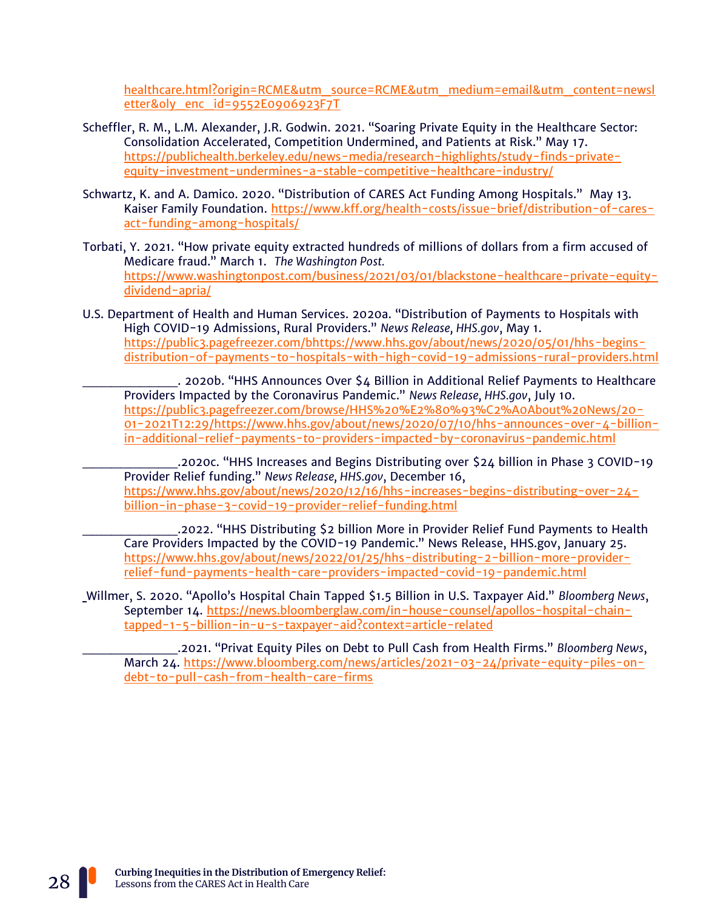healthcare.html?origin=RCME&utm_source=RCME&utm_medium=email&utm_content=newsletter&oly_enc_id=9552E0906923F7T

Scheffler, R. M., L.M. Alexander, J.R. Godwin. 2021. "Soaring Private Equity in the Healthcare Sector: Consolidation Accelerated, Competition Undermined, and Patients at Risk." May 17. https://publichealth.berkeley.edu/news-media/research-highlights/study-finds-private-equity-investment-undermines-a-stable-competitive-healthcare-industry/

Schwartz, K. and A. Damico. 2020. "Distribution of CARES Act Funding Among Hospitals." May 13. Kaiser Family Foundation. https://www.kff.org/health-costs/issue-brief/distribution-of-cares-act-funding-among-hospitals/

Torbati, Y. 2021. "How private equity extracted hundreds of millions of dollars from a firm accused of Medicare fraud." March 1. *The Washington Post.* https://www.washingtonpost.com/business/2021/03/01/blackstone-healthcare-private-equity-dividend-apria/

U.S. Department of Health and Human Services. 2020a. "Distribution of Payments to Hospitals with High COVID-19 Admissions, Rural Providers." *News Release, HHS.gov*, May 1. https://public3.pagefreezer.com/bhttps://www.hhs.gov/about/news/2020/05/01/hhs-begins-distribution-of-payments-to-hospitals-with-high-covid-19-admissions-rural-providers.html

______________. 2020b. "HHS Announces Over $4 Billion in Additional Relief Payments to Healthcare Providers Impacted by the Coronavirus Pandemic." *News Release, HHS.gov*, July 10. https://public3.pagefreezer.com/browse/HHS%20%E2%80%93%C2%A0About%20News/20-01-2021T12:29/https://www.hhs.gov/about/news/2020/07/10/hhs-announces-over-4-billion-in-additional-relief-payments-to-providers-impacted-by-coronavirus-pandemic.html

______________.2020c. "HHS Increases and Begins Distributing over $24 billion in Phase 3 COVID-19 Provider Relief funding." *News Release, HHS.gov*, December 16, https://www.hhs.gov/about/news/2020/12/16/hhs-increases-begins-distributing-over-24-billion-in-phase-3-covid-19-provider-relief-funding.html

______________.2022. "HHS Distributing $2 billion More in Provider Relief Fund Payments to Health Care Providers Impacted by the COVID-19 Pandemic." News Release, HHS.gov, January 25. https://www.hhs.gov/about/news/2022/01/25/hhs-distributing-2-billion-more-provider-relief-fund-payments-health-care-providers-impacted-covid-19-pandemic.html

Willmer, S. 2020. "Apollo's Hospital Chain Tapped $1.5 Billion in U.S. Taxpayer Aid." *Bloomberg News*, September 14. https://news.bloomberglaw.com/in-house-counsel/apollos-hospital-chain-tapped-1-5-billion-in-u-s-taxpayer-aid?context=article-related

______________.2021. "Privat Equity Piles on Debt to Pull Cash from Health Firms." *Bloomberg News*, March 24. https://www.bloomberg.com/news/articles/2021-03-24/private-equity-piles-on-debt-to-pull-cash-from-health-care-firms